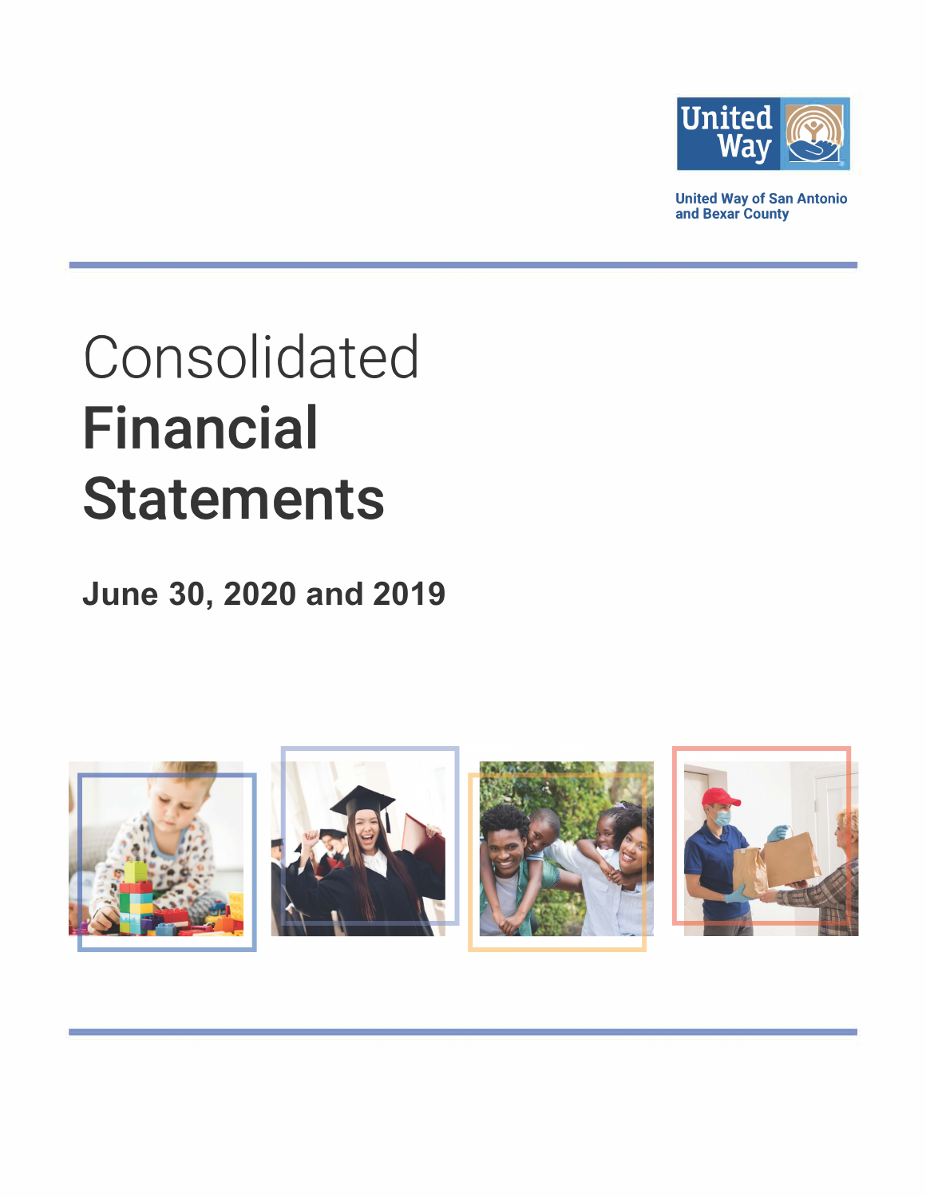United Way

United Way of San Antonio and Bexar County

# Consolidated Financial Statements

## June 30, 2020 and 2019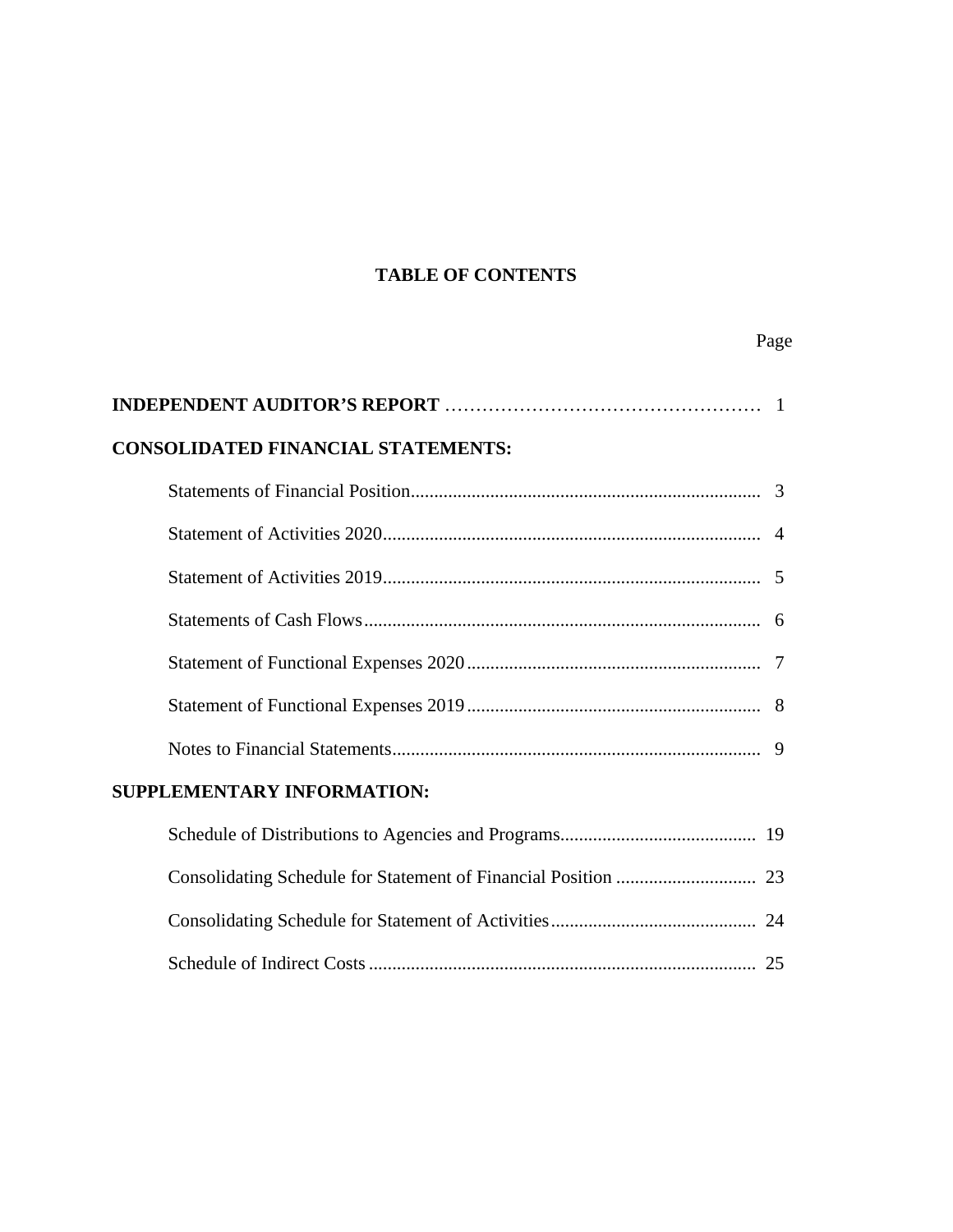# TABLE OF CONTENTS

| | Page |
|---|---|
| **INDEPENDENT AUDITOR'S REPORT** | 1 |
| **CONSOLIDATED FINANCIAL STATEMENTS:** | |
| Statements of Financial Position | 3 |
| Statement of Activities 2020 | 4 |
| Statement of Activities 2019 | 5 |
| Statements of Cash Flows | 6 |
| Statement of Functional Expenses 2020 | 7 |
| Statement of Functional Expenses 2019 | 8 |
| Notes to Financial Statements | 9 |
| **SUPPLEMENTARY INFORMATION:** | |
| Schedule of Distributions to Agencies and Programs | 19 |
| Consolidating Schedule for Statement of Financial Position | 23 |
| Consolidating Schedule for Statement of Activities | 24 |
| Schedule of Indirect Costs | 25 |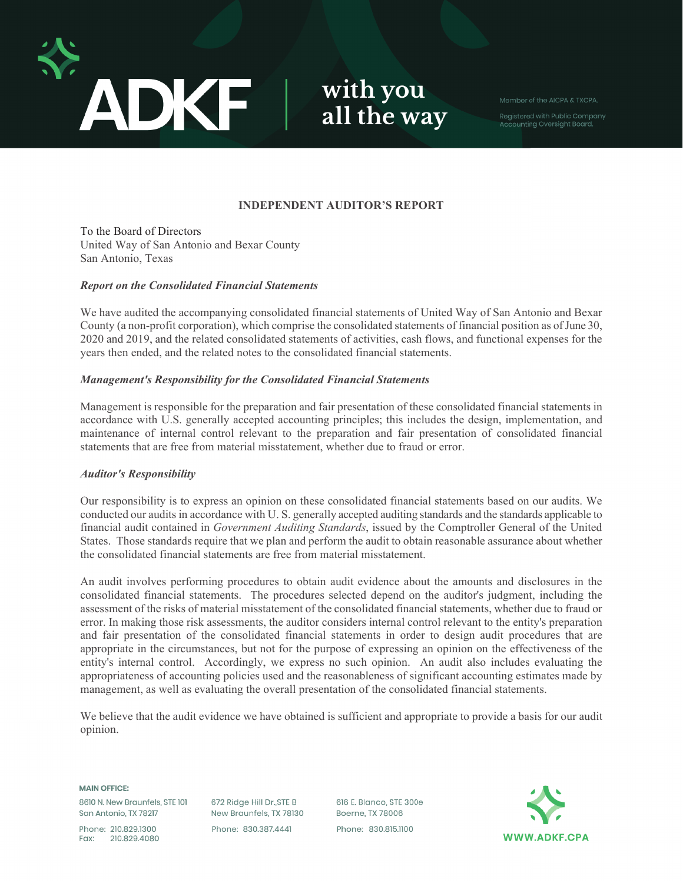## INDEPENDENT AUDITOR'S REPORT

To the Board of Directors
United Way of San Antonio and Bexar County
San Antonio, Texas

***Report on the Consolidated Financial Statements***

We have audited the accompanying consolidated financial statements of United Way of San Antonio and Bexar County (a non-profit corporation), which comprise the consolidated statements of financial position as of June 30, 2020 and 2019, and the related consolidated statements of activities, cash flows, and functional expenses for the years then ended, and the related notes to the consolidated financial statements.

***Management's Responsibility for the Consolidated Financial Statements***

Management is responsible for the preparation and fair presentation of these consolidated financial statements in accordance with U.S. generally accepted accounting principles; this includes the design, implementation, and maintenance of internal control relevant to the preparation and fair presentation of consolidated financial statements that are free from material misstatement, whether due to fraud or error.

***Auditor's Responsibility***

Our responsibility is to express an opinion on these consolidated financial statements based on our audits. We conducted our audits in accordance with U. S. generally accepted auditing standards and the standards applicable to financial audit contained in *Government Auditing Standards*, issued by the Comptroller General of the United States. Those standards require that we plan and perform the audit to obtain reasonable assurance about whether the consolidated financial statements are free from material misstatement.

An audit involves performing procedures to obtain audit evidence about the amounts and disclosures in the consolidated financial statements. The procedures selected depend on the auditor's judgment, including the assessment of the risks of material misstatement of the consolidated financial statements, whether due to fraud or error. In making those risk assessments, the auditor considers internal control relevant to the entity's preparation and fair presentation of the consolidated financial statements in order to design audit procedures that are appropriate in the circumstances, but not for the purpose of expressing an opinion on the effectiveness of the entity's internal control. Accordingly, we express no such opinion. An audit also includes evaluating the appropriateness of accounting policies used and the reasonableness of significant accounting estimates made by management, as well as evaluating the overall presentation of the consolidated financial statements.

We believe that the audit evidence we have obtained is sufficient and appropriate to provide a basis for our audit opinion.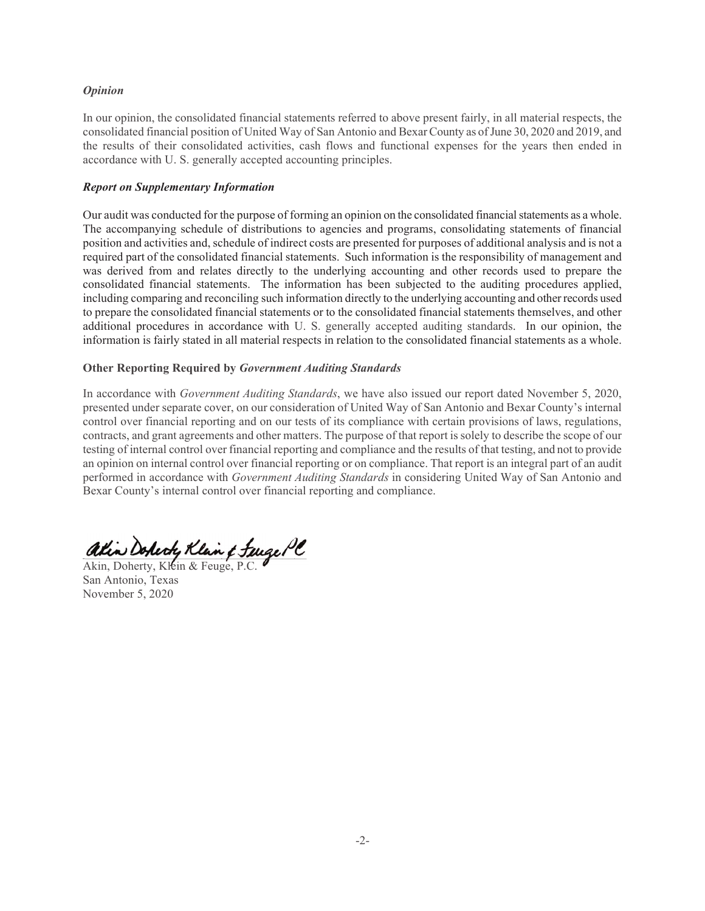### *Opinion*

In our opinion, the consolidated financial statements referred to above present fairly, in all material respects, the consolidated financial position of United Way of San Antonio and Bexar County as of June 30, 2020 and 2019, and the results of their consolidated activities, cash flows and functional expenses for the years then ended in accordance with U. S. generally accepted accounting principles.

### *Report on Supplementary Information*

Our audit was conducted for the purpose of forming an opinion on the consolidated financial statements as a whole. The accompanying schedule of distributions to agencies and programs, consolidating statements of financial position and activities and, schedule of indirect costs are presented for purposes of additional analysis and is not a required part of the consolidated financial statements. Such information is the responsibility of management and was derived from and relates directly to the underlying accounting and other records used to prepare the consolidated financial statements. The information has been subjected to the auditing procedures applied, including comparing and reconciling such information directly to the underlying accounting and other records used to prepare the consolidated financial statements or to the consolidated financial statements themselves, and other additional procedures in accordance with U. S. generally accepted auditing standards. In our opinion, the information is fairly stated in all material respects in relation to the consolidated financial statements as a whole.

### Other Reporting Required by *Government Auditing Standards*

In accordance with *Government Auditing Standards*, we have also issued our report dated November 5, 2020, presented under separate cover, on our consideration of United Way of San Antonio and Bexar County's internal control over financial reporting and on our tests of its compliance with certain provisions of laws, regulations, contracts, and grant agreements and other matters. The purpose of that report is solely to describe the scope of our testing of internal control over financial reporting and compliance and the results of that testing, and not to provide an opinion on internal control over financial reporting or on compliance. That report is an integral part of an audit performed in accordance with *Government Auditing Standards* in considering United Way of San Antonio and Bexar County's internal control over financial reporting and compliance.

Akin, Doherty, Klein & Feuge, P.C.
San Antonio, Texas
November 5, 2020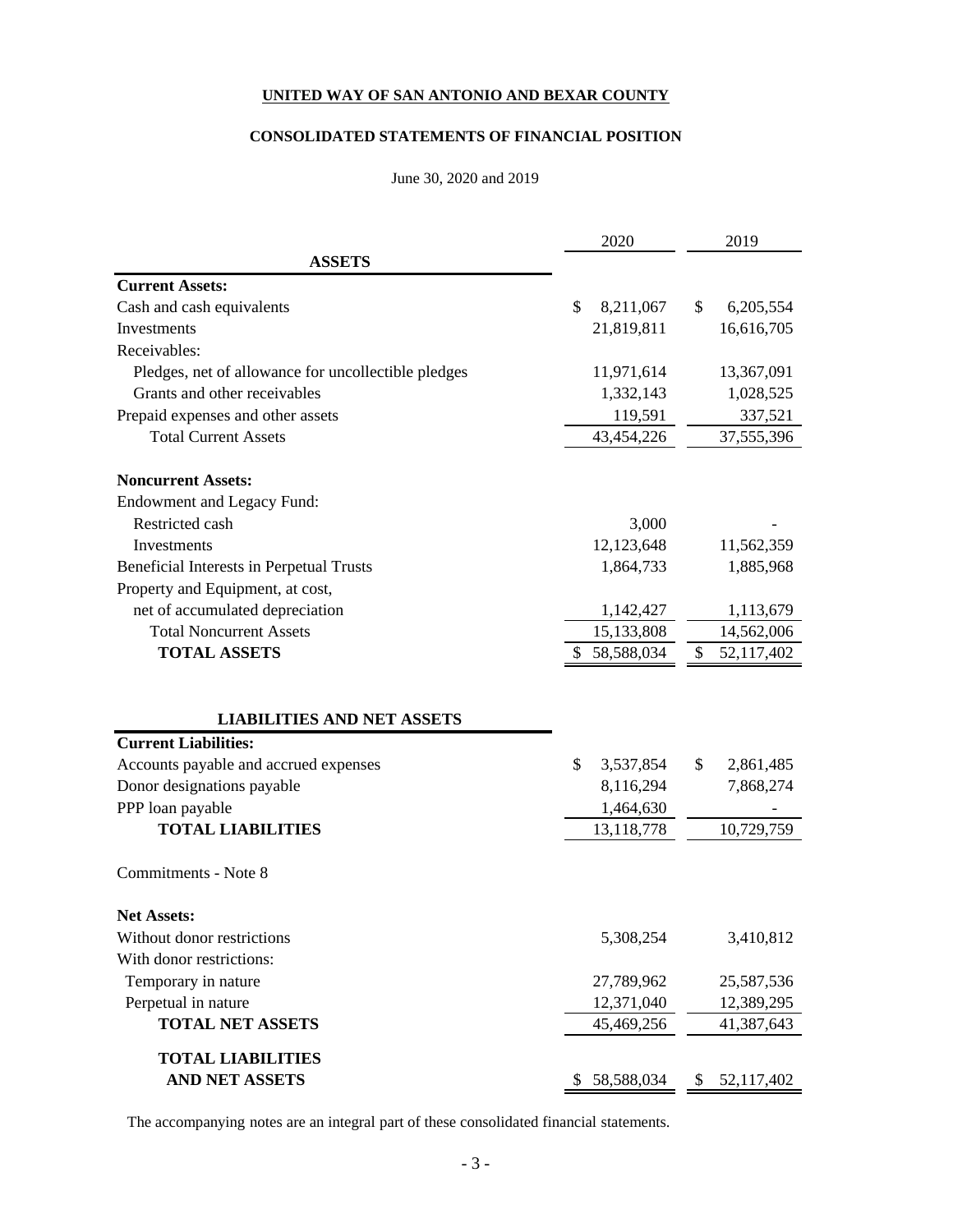**UNITED WAY OF SAN ANTONIO AND BEXAR COUNTY**

**CONSOLIDATED STATEMENTS OF FINANCIAL POSITION**

June 30, 2020 and 2019

| | 2020 | 2019 |
|---|---|---|
| **ASSETS** | | |
| **Current Assets:** | | |
| Cash and cash equivalents | $ 8,211,067 | $ 6,205,554 |
| Investments | 21,819,811 | 16,616,705 |
| Receivables: | | |
| Pledges, net of allowance for uncollectible pledges | 11,971,614 | 13,367,091 |
| Grants and other receivables | 1,332,143 | 1,028,525 |
| Prepaid expenses and other assets | 119,591 | 337,521 |
| Total Current Assets | 43,454,226 | 37,555,396 |
| **Noncurrent Assets:** | | |
| Endowment and Legacy Fund: | | |
| Restricted cash | 3,000 | - |
| Investments | 12,123,648 | 11,562,359 |
| Beneficial Interests in Perpetual Trusts | 1,864,733 | 1,885,968 |
| Property and Equipment, at cost, | | |
| net of accumulated depreciation | 1,142,427 | 1,113,679 |
| Total Noncurrent Assets | 15,133,808 | 14,562,006 |
| **TOTAL ASSETS** | $ 58,588,034 | $ 52,117,402 |
| **LIABILITIES AND NET ASSETS** | | |
| **Current Liabilities:** | | |
| Accounts payable and accrued expenses | $ 3,537,854 | $ 2,861,485 |
| Donor designations payable | 8,116,294 | 7,868,274 |
| PPP loan payable | 1,464,630 | - |
| **TOTAL LIABILITIES** | 13,118,778 | 10,729,759 |
| Commitments - Note 8 | | |
| **Net Assets:** | | |
| Without donor restrictions | 5,308,254 | 3,410,812 |
| With donor restrictions: | | |
| Temporary in nature | 27,789,962 | 25,587,536 |
| Perpetual in nature | 12,371,040 | 12,389,295 |
| **TOTAL NET ASSETS** | 45,469,256 | 41,387,643 |
| **TOTAL LIABILITIES AND NET ASSETS** | $ 58,588,034 | $ 52,117,402 |

The accompanying notes are an integral part of these consolidated financial statements.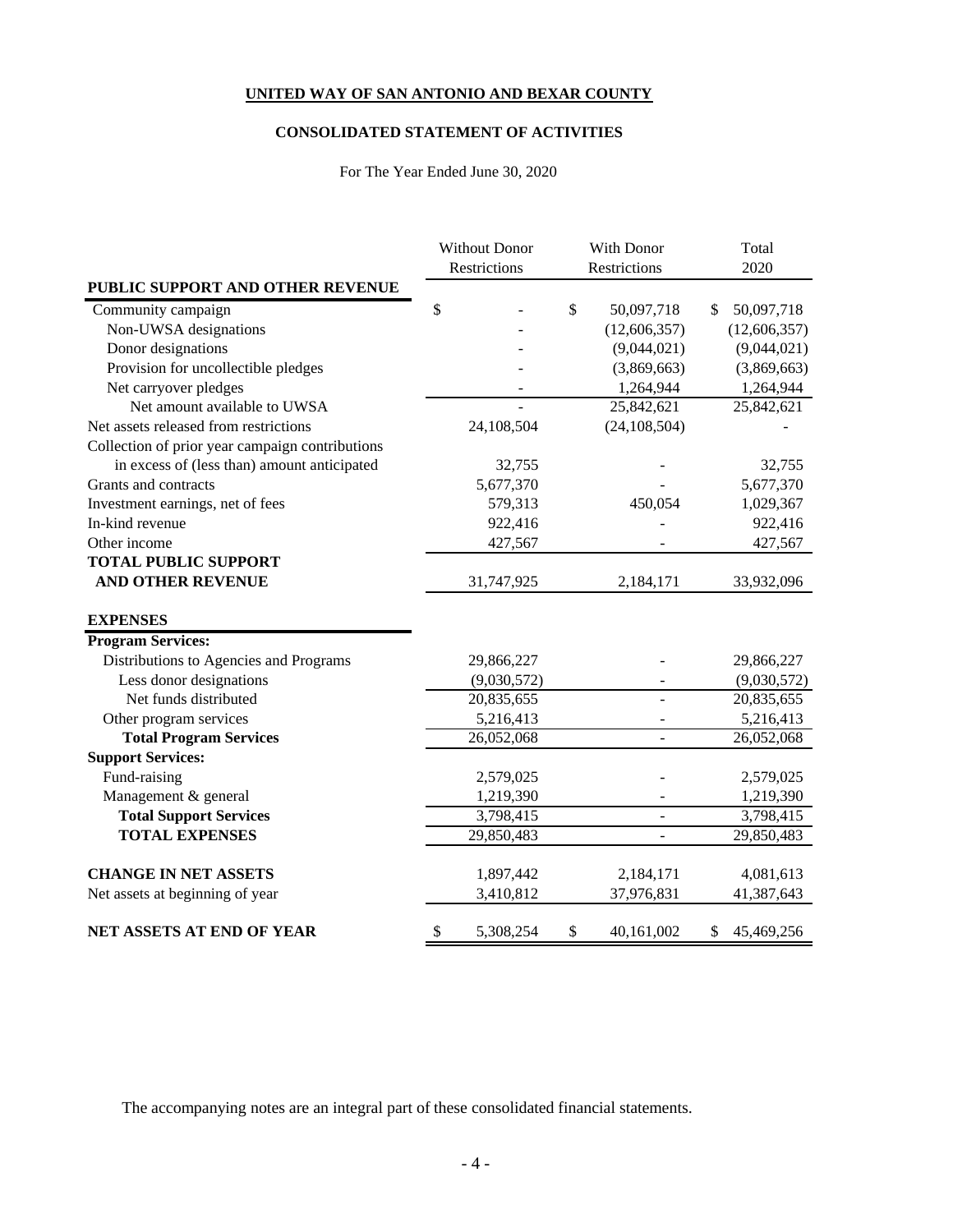**UNITED WAY OF SAN ANTONIO AND BEXAR COUNTY**

**CONSOLIDATED STATEMENT OF ACTIVITIES**

For The Year Ended June 30, 2020

| | Without Donor Restrictions | With Donor Restrictions | Total 2020 |
|---|---|---|---|
| **PUBLIC SUPPORT AND OTHER REVENUE** | | | |
| Community campaign | $ - | $ 50,097,718 | $ 50,097,718 |
| Non-UWSA designations | - | (12,606,357) | (12,606,357) |
| Donor designations | - | (9,044,021) | (9,044,021) |
| Provision for uncollectible pledges | - | (3,869,663) | (3,869,663) |
| Net carryover pledges | - | 1,264,944 | 1,264,944 |
| Net amount available to UWSA | - | 25,842,621 | 25,842,621 |
| Net assets released from restrictions | 24,108,504 | (24,108,504) | - |
| Collection of prior year campaign contributions in excess of (less than) amount anticipated | 32,755 | - | 32,755 |
| Grants and contracts | 5,677,370 | - | 5,677,370 |
| Investment earnings, net of fees | 579,313 | 450,054 | 1,029,367 |
| In-kind revenue | 922,416 | - | 922,416 |
| Other income | 427,567 | - | 427,567 |
| **TOTAL PUBLIC SUPPORT AND OTHER REVENUE** | 31,747,925 | 2,184,171 | 33,932,096 |
| **EXPENSES** | | | |
| **Program Services:** | | | |
| Distributions to Agencies and Programs | 29,866,227 | - | 29,866,227 |
| Less donor designations | (9,030,572) | - | (9,030,572) |
| Net funds distributed | 20,835,655 | - | 20,835,655 |
| Other program services | 5,216,413 | - | 5,216,413 |
| **Total Program Services** | 26,052,068 | - | 26,052,068 |
| **Support Services:** | | | |
| Fund-raising | 2,579,025 | - | 2,579,025 |
| Management & general | 1,219,390 | - | 1,219,390 |
| **Total Support Services** | 3,798,415 | - | 3,798,415 |
| **TOTAL EXPENSES** | 29,850,483 | - | 29,850,483 |
| **CHANGE IN NET ASSETS** | 1,897,442 | 2,184,171 | 4,081,613 |
| Net assets at beginning of year | 3,410,812 | 37,976,831 | 41,387,643 |
| **NET ASSETS AT END OF YEAR** | $ 5,308,254 | $ 40,161,002 | $ 45,469,256 |

The accompanying notes are an integral part of these consolidated financial statements.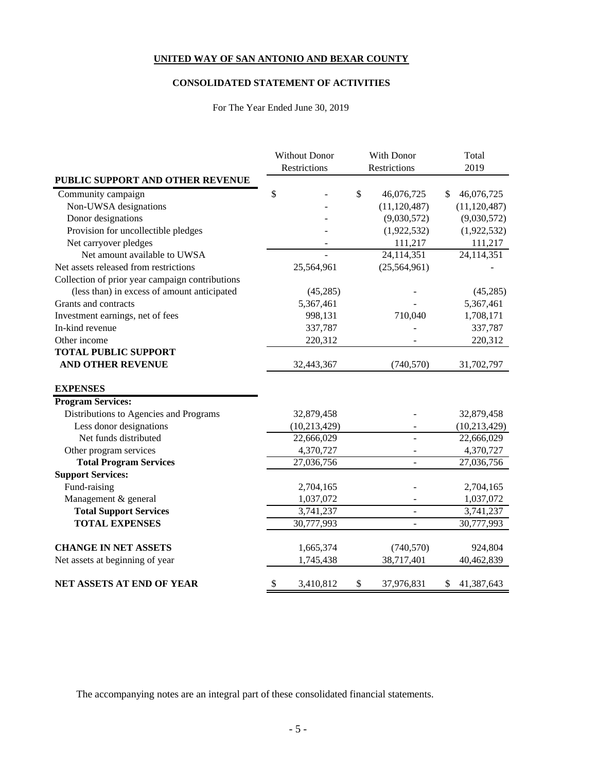**UNITED WAY OF SAN ANTONIO AND BEXAR COUNTY**

**CONSOLIDATED STATEMENT OF ACTIVITIES**

For The Year Ended June 30, 2019

| | Without Donor Restrictions | With Donor Restrictions | Total 2019 |
|---|---|---|---|
| **PUBLIC SUPPORT AND OTHER REVENUE** | | | |
| Community campaign | $ - | $ 46,076,725 | $ 46,076,725 |
| Non-UWSA designations | - | (11,120,487) | (11,120,487) |
| Donor designations | - | (9,030,572) | (9,030,572) |
| Provision for uncollectible pledges | - | (1,922,532) | (1,922,532) |
| Net carryover pledges | - | 111,217 | 111,217 |
| Net amount available to UWSA | - | 24,114,351 | 24,114,351 |
| Net assets released from restrictions | 25,564,961 | (25,564,961) | - |
| Collection of prior year campaign contributions (less than) in excess of amount anticipated | (45,285) | - | (45,285) |
| Grants and contracts | 5,367,461 | - | 5,367,461 |
| Investment earnings, net of fees | 998,131 | 710,040 | 1,708,171 |
| In-kind revenue | 337,787 | - | 337,787 |
| Other income | 220,312 | - | 220,312 |
| **TOTAL PUBLIC SUPPORT AND OTHER REVENUE** | 32,443,367 | (740,570) | 31,702,797 |
| **EXPENSES** | | | |
| **Program Services:** | | | |
| Distributions to Agencies and Programs | 32,879,458 | - | 32,879,458 |
| Less donor designations | (10,213,429) | - | (10,213,429) |
| Net funds distributed | 22,666,029 | - | 22,666,029 |
| Other program services | 4,370,727 | - | 4,370,727 |
| **Total Program Services** | 27,036,756 | - | 27,036,756 |
| **Support Services:** | | | |
| Fund-raising | 2,704,165 | - | 2,704,165 |
| Management & general | 1,037,072 | - | 1,037,072 |
| **Total Support Services** | 3,741,237 | - | 3,741,237 |
| **TOTAL EXPENSES** | 30,777,993 | - | 30,777,993 |
| **CHANGE IN NET ASSETS** | 1,665,374 | (740,570) | 924,804 |
| Net assets at beginning of year | 1,745,438 | 38,717,401 | 40,462,839 |
| **NET ASSETS AT END OF YEAR** | $ 3,410,812 | $ 37,976,831 | $ 41,387,643 |

The accompanying notes are an integral part of these consolidated financial statements.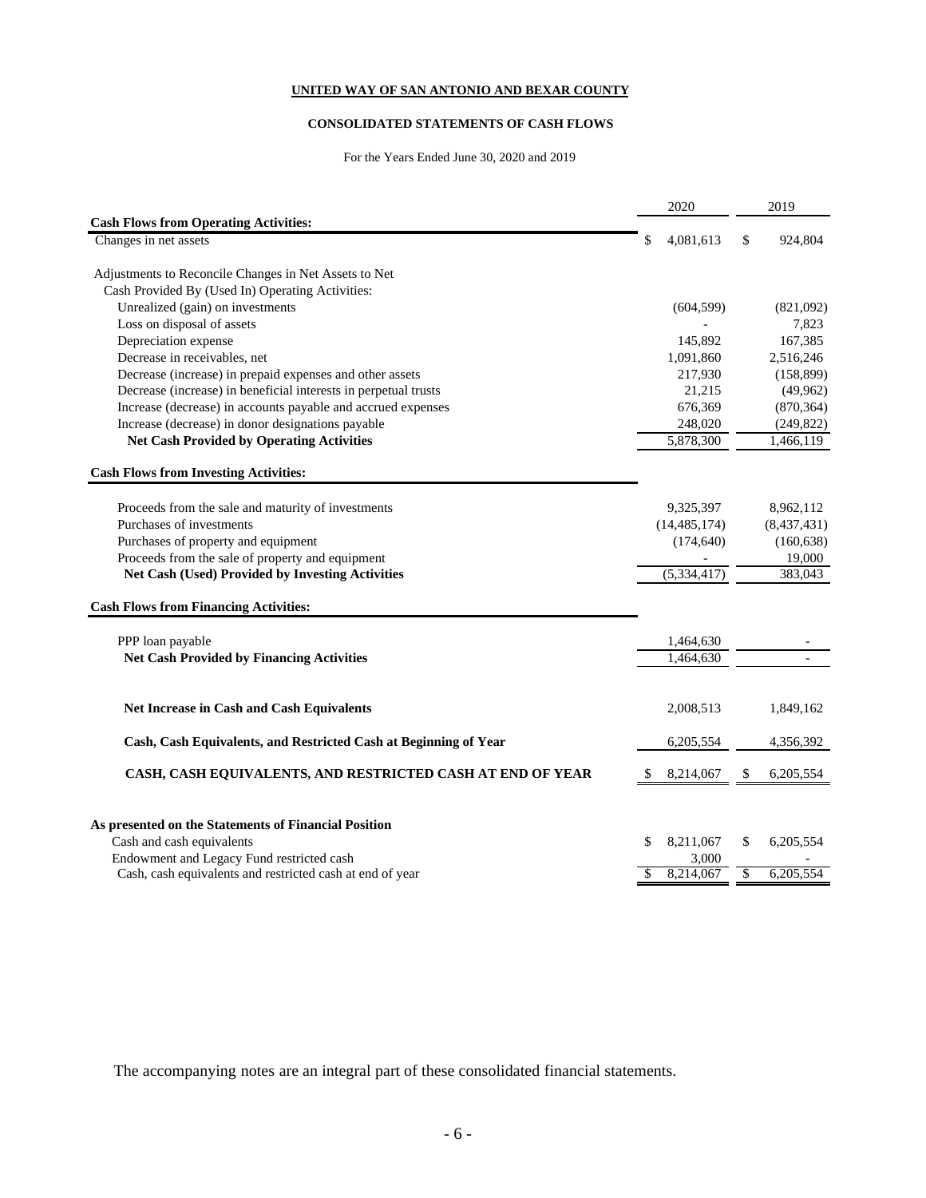**UNITED WAY OF SAN ANTONIO AND BEXAR COUNTY**

**CONSOLIDATED STATEMENTS OF CASH FLOWS**

For the Years Ended June 30, 2020 and 2019

| | 2020 | 2019 |
|---|---|---|
| **Cash Flows from Operating Activities:** | | |
| Changes in net assets | $ 4,081,613 | $ 924,804 |
| Adjustments to Reconcile Changes in Net Assets to Net Cash Provided By (Used In) Operating Activities: | | |
| Unrealized (gain) on investments | (604,599) | (821,092) |
| Loss on disposal of assets | - | 7,823 |
| Depreciation expense | 145,892 | 167,385 |
| Decrease in receivables, net | 1,091,860 | 2,516,246 |
| Decrease (increase) in prepaid expenses and other assets | 217,930 | (158,899) |
| Decrease (increase) in beneficial interests in perpetual trusts | 21,215 | (49,962) |
| Increase (decrease) in accounts payable and accrued expenses | 676,369 | (870,364) |
| Increase (decrease) in donor designations payable | 248,020 | (249,822) |
| **Net Cash Provided by Operating Activities** | 5,878,300 | 1,466,119 |
| **Cash Flows from Investing Activities:** | | |
| Proceeds from the sale and maturity of investments | 9,325,397 | 8,962,112 |
| Purchases of investments | (14,485,174) | (8,437,431) |
| Purchases of property and equipment | (174,640) | (160,638) |
| Proceeds from the sale of property and equipment | - | 19,000 |
| **Net Cash (Used) Provided by Investing Activities** | (5,334,417) | 383,043 |
| **Cash Flows from Financing Activities:** | | |
| PPP loan payable | 1,464,630 | - |
| **Net Cash Provided by Financing Activities** | 1,464,630 | - |
| **Net Increase in Cash and Cash Equivalents** | 2,008,513 | 1,849,162 |
| **Cash, Cash Equivalents, and Restricted Cash at Beginning of Year** | 6,205,554 | 4,356,392 |
| **CASH, CASH EQUIVALENTS, AND RESTRICTED CASH AT END OF YEAR** | $ 8,214,067 | $ 6,205,554 |
| **As presented on the Statements of Financial Position** | | |
| Cash and cash equivalents | $ 8,211,067 | $ 6,205,554 |
| Endowment and Legacy Fund restricted cash | 3,000 | - |
| Cash, cash equivalents and restricted cash at end of year | $ 8,214,067 | $ 6,205,554 |

The accompanying notes are an integral part of these consolidated financial statements.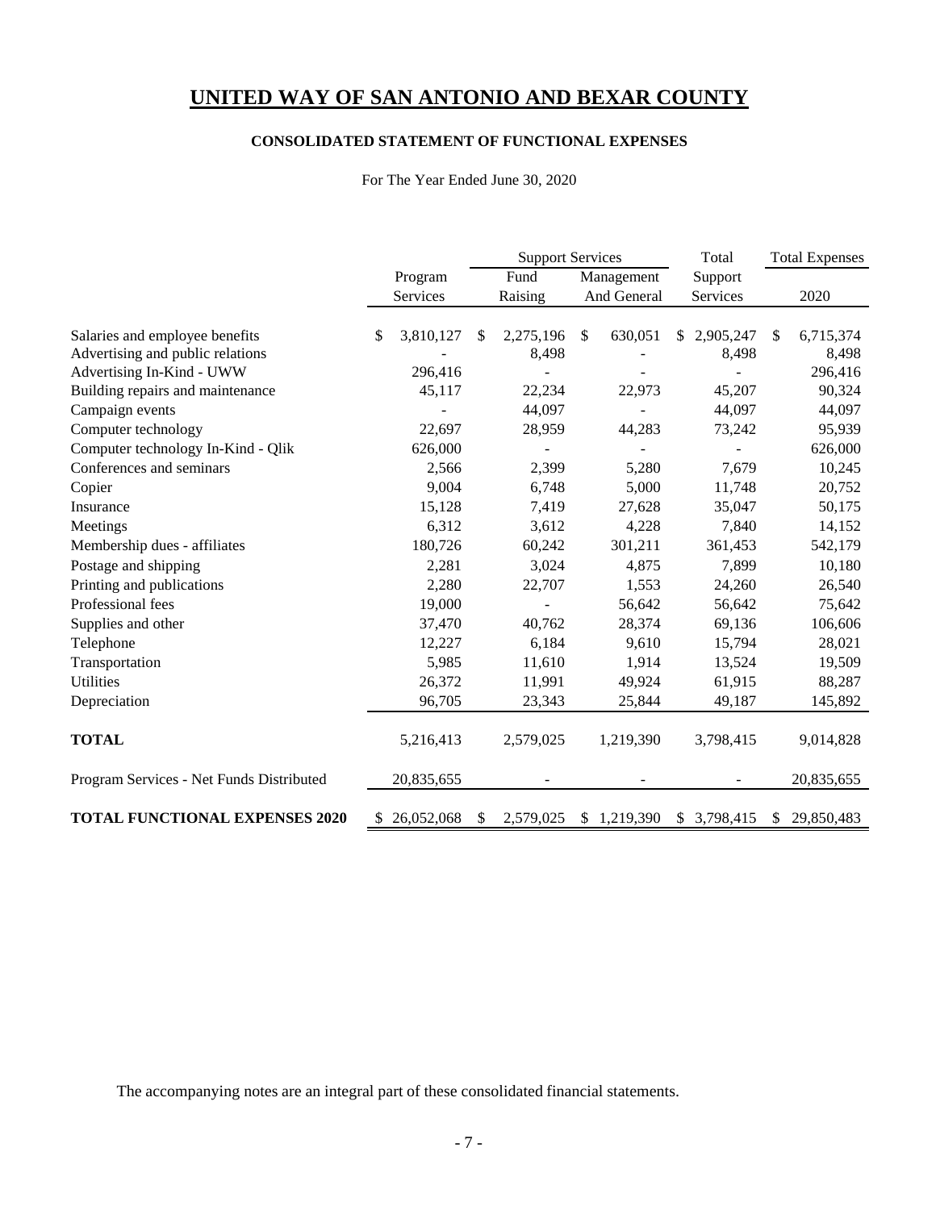# UNITED WAY OF SAN ANTONIO AND BEXAR COUNTY

## CONSOLIDATED STATEMENT OF FUNCTIONAL EXPENSES

For The Year Ended June 30, 2020

| | Program Services | Support Services: Fund Raising | Support Services: Management And General | Total Support Services | Total Expenses 2020 |
|---|---|---|---|---|---|
| Salaries and employee benefits | $ 3,810,127 | $ 2,275,196 | $ 630,051 | $ 2,905,247 | $ 6,715,374 |
| Advertising and public relations | - | 8,498 | - | 8,498 | 8,498 |
| Advertising In-Kind - UWW | 296,416 | - | - | - | 296,416 |
| Building repairs and maintenance | 45,117 | 22,234 | 22,973 | 45,207 | 90,324 |
| Campaign events | - | 44,097 | - | 44,097 | 44,097 |
| Computer technology | 22,697 | 28,959 | 44,283 | 73,242 | 95,939 |
| Computer technology In-Kind - Qlik | 626,000 | - | - | - | 626,000 |
| Conferences and seminars | 2,566 | 2,399 | 5,280 | 7,679 | 10,245 |
| Copier | 9,004 | 6,748 | 5,000 | 11,748 | 20,752 |
| Insurance | 15,128 | 7,419 | 27,628 | 35,047 | 50,175 |
| Meetings | 6,312 | 3,612 | 4,228 | 7,840 | 14,152 |
| Membership dues - affiliates | 180,726 | 60,242 | 301,211 | 361,453 | 542,179 |
| Postage and shipping | 2,281 | 3,024 | 4,875 | 7,899 | 10,180 |
| Printing and publications | 2,280 | 22,707 | 1,553 | 24,260 | 26,540 |
| Professional fees | 19,000 | - | 56,642 | 56,642 | 75,642 |
| Supplies and other | 37,470 | 40,762 | 28,374 | 69,136 | 106,606 |
| Telephone | 12,227 | 6,184 | 9,610 | 15,794 | 28,021 |
| Transportation | 5,985 | 11,610 | 1,914 | 13,524 | 19,509 |
| Utilities | 26,372 | 11,991 | 49,924 | 61,915 | 88,287 |
| Depreciation | 96,705 | 23,343 | 25,844 | 49,187 | 145,892 |
| **TOTAL** | 5,216,413 | 2,579,025 | 1,219,390 | 3,798,415 | 9,014,828 |
| Program Services - Net Funds Distributed | 20,835,655 | - | - | - | 20,835,655 |
| **TOTAL FUNCTIONAL EXPENSES 2020** | $ 26,052,068 | $ 2,579,025 | $ 1,219,390 | $ 3,798,415 | $ 29,850,483 |

The accompanying notes are an integral part of these consolidated financial statements.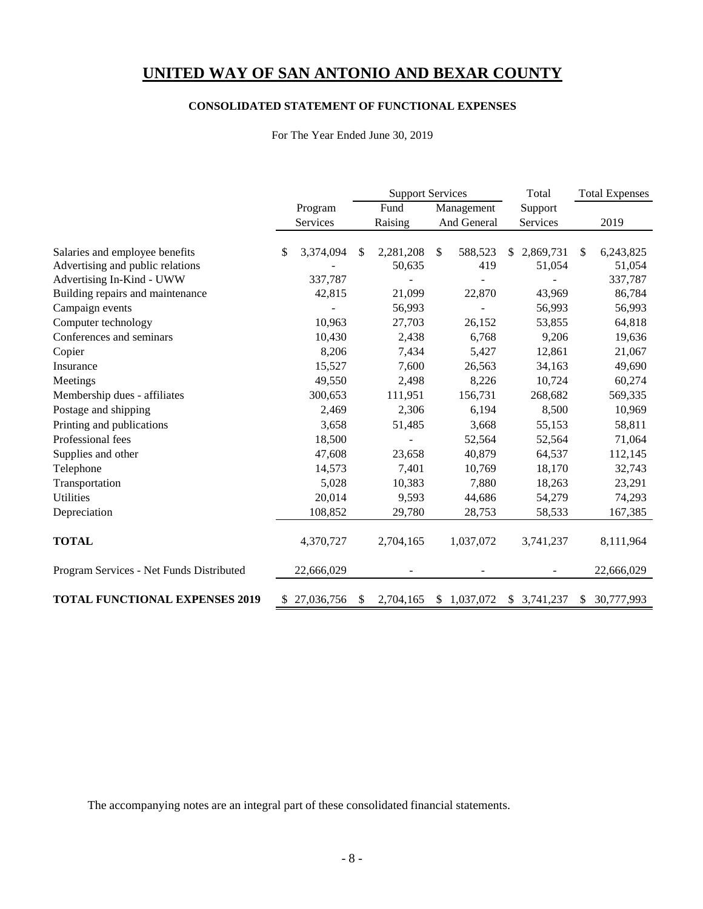# UNITED WAY OF SAN ANTONIO AND BEXAR COUNTY

## CONSOLIDATED STATEMENT OF FUNCTIONAL EXPENSES

For The Year Ended June 30, 2019

| | Program Services | Support Services | | Total Support Services | Total Expenses |
|---|---|---|---|---|---|
| | | Fund Raising | Management And General | | 2019 |
| Salaries and employee benefits | $ 3,374,094 | $ 2,281,208 | $ 588,523 | $ 2,869,731 | $ 6,243,825 |
| Advertising and public relations | - | 50,635 | 419 | 51,054 | 51,054 |
| Advertising In-Kind - UWW | 337,787 | - | - | - | 337,787 |
| Building repairs and maintenance | 42,815 | 21,099 | 22,870 | 43,969 | 86,784 |
| Campaign events | - | 56,993 | - | 56,993 | 56,993 |
| Computer technology | 10,963 | 27,703 | 26,152 | 53,855 | 64,818 |
| Conferences and seminars | 10,430 | 2,438 | 6,768 | 9,206 | 19,636 |
| Copier | 8,206 | 7,434 | 5,427 | 12,861 | 21,067 |
| Insurance | 15,527 | 7,600 | 26,563 | 34,163 | 49,690 |
| Meetings | 49,550 | 2,498 | 8,226 | 10,724 | 60,274 |
| Membership dues - affiliates | 300,653 | 111,951 | 156,731 | 268,682 | 569,335 |
| Postage and shipping | 2,469 | 2,306 | 6,194 | 8,500 | 10,969 |
| Printing and publications | 3,658 | 51,485 | 3,668 | 55,153 | 58,811 |
| Professional fees | 18,500 | - | 52,564 | 52,564 | 71,064 |
| Supplies and other | 47,608 | 23,658 | 40,879 | 64,537 | 112,145 |
| Telephone | 14,573 | 7,401 | 10,769 | 18,170 | 32,743 |
| Transportation | 5,028 | 10,383 | 7,880 | 18,263 | 23,291 |
| Utilities | 20,014 | 9,593 | 44,686 | 54,279 | 74,293 |
| Depreciation | 108,852 | 29,780 | 28,753 | 58,533 | 167,385 |
| **TOTAL** | 4,370,727 | 2,704,165 | 1,037,072 | 3,741,237 | 8,111,964 |
| Program Services - Net Funds Distributed | 22,666,029 | - | - | - | 22,666,029 |
| **TOTAL FUNCTIONAL EXPENSES 2019** | $ 27,036,756 | $ 2,704,165 | $ 1,037,072 | $ 3,741,237 | $ 30,777,993 |

The accompanying notes are an integral part of these consolidated financial statements.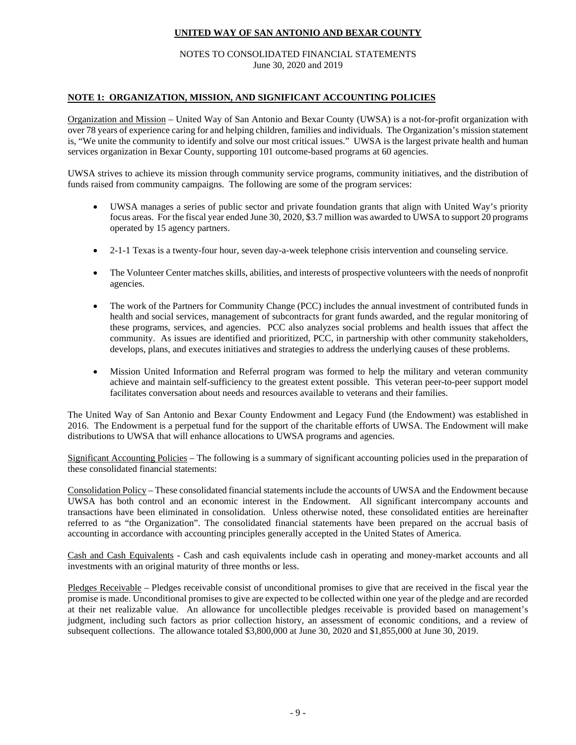**UNITED WAY OF SAN ANTONIO AND BEXAR COUNTY**

NOTES TO CONSOLIDATED FINANCIAL STATEMENTS
June 30, 2020 and 2019

## NOTE 1: ORGANIZATION, MISSION, AND SIGNIFICANT ACCOUNTING POLICIES

Organization and Mission – United Way of San Antonio and Bexar County (UWSA) is a not-for-profit organization with over 78 years of experience caring for and helping children, families and individuals. The Organization's mission statement is, "We unite the community to identify and solve our most critical issues." UWSA is the largest private health and human services organization in Bexar County, supporting 101 outcome-based programs at 60 agencies.

UWSA strives to achieve its mission through community service programs, community initiatives, and the distribution of funds raised from community campaigns. The following are some of the program services:

- UWSA manages a series of public sector and private foundation grants that align with United Way's priority focus areas. For the fiscal year ended June 30, 2020, \$3.7 million was awarded to UWSA to support 20 programs operated by 15 agency partners.
- 2-1-1 Texas is a twenty-four hour, seven day-a-week telephone crisis intervention and counseling service.
- The Volunteer Center matches skills, abilities, and interests of prospective volunteers with the needs of nonprofit agencies.
- The work of the Partners for Community Change (PCC) includes the annual investment of contributed funds in health and social services, management of subcontracts for grant funds awarded, and the regular monitoring of these programs, services, and agencies. PCC also analyzes social problems and health issues that affect the community. As issues are identified and prioritized, PCC, in partnership with other community stakeholders, develops, plans, and executes initiatives and strategies to address the underlying causes of these problems.
- Mission United Information and Referral program was formed to help the military and veteran community achieve and maintain self-sufficiency to the greatest extent possible. This veteran peer-to-peer support model facilitates conversation about needs and resources available to veterans and their families.

The United Way of San Antonio and Bexar County Endowment and Legacy Fund (the Endowment) was established in 2016. The Endowment is a perpetual fund for the support of the charitable efforts of UWSA. The Endowment will make distributions to UWSA that will enhance allocations to UWSA programs and agencies.

Significant Accounting Policies – The following is a summary of significant accounting policies used in the preparation of these consolidated financial statements:

Consolidation Policy – These consolidated financial statements include the accounts of UWSA and the Endowment because UWSA has both control and an economic interest in the Endowment. All significant intercompany accounts and transactions have been eliminated in consolidation. Unless otherwise noted, these consolidated entities are hereinafter referred to as "the Organization". The consolidated financial statements have been prepared on the accrual basis of accounting in accordance with accounting principles generally accepted in the United States of America.

Cash and Cash Equivalents - Cash and cash equivalents include cash in operating and money-market accounts and all investments with an original maturity of three months or less.

Pledges Receivable – Pledges receivable consist of unconditional promises to give that are received in the fiscal year the promise is made. Unconditional promises to give are expected to be collected within one year of the pledge and are recorded at their net realizable value. An allowance for uncollectible pledges receivable is provided based on management's judgment, including such factors as prior collection history, an assessment of economic conditions, and a review of subsequent collections. The allowance totaled \$3,800,000 at June 30, 2020 and \$1,855,000 at June 30, 2019.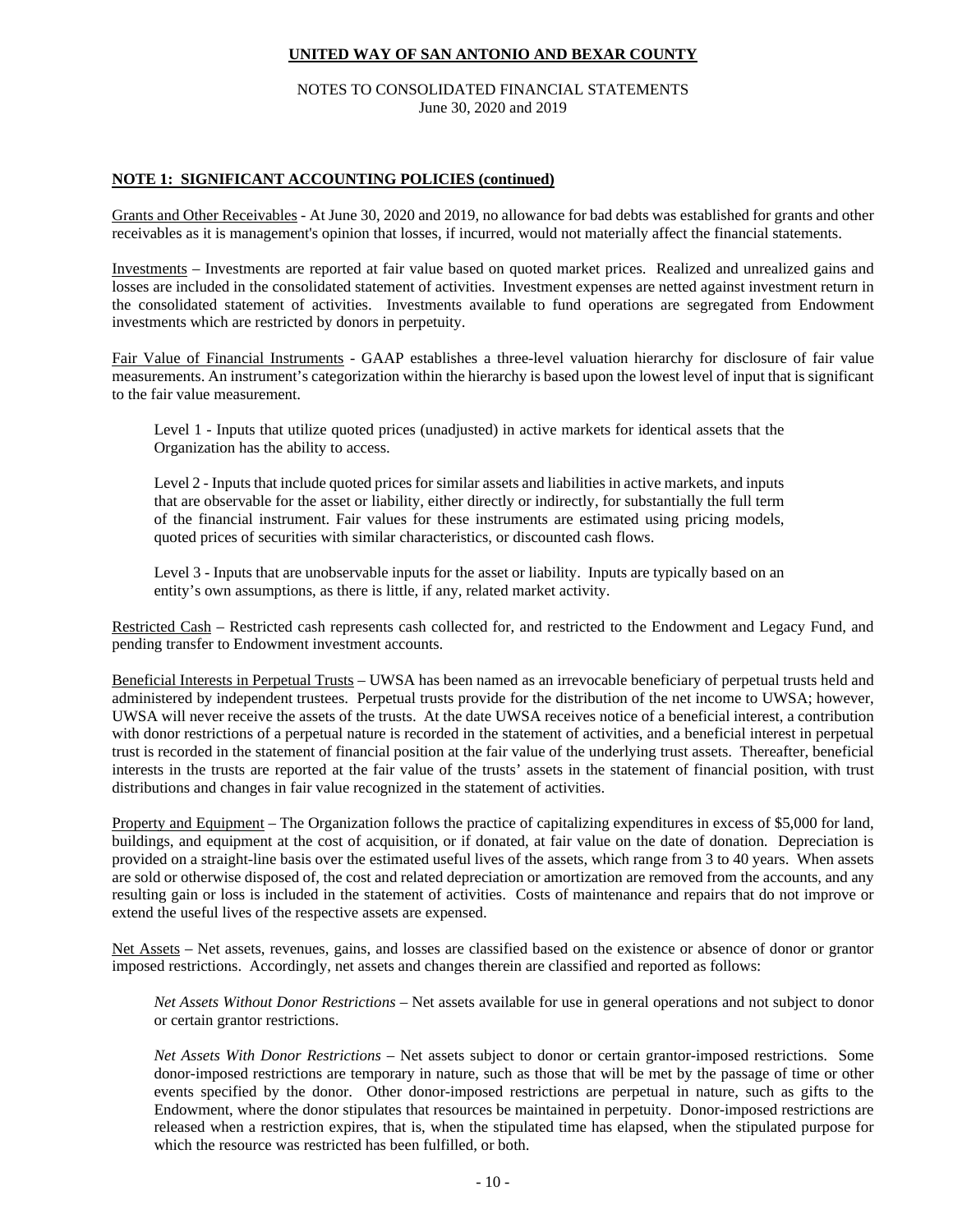## NOTE 1: SIGNIFICANT ACCOUNTING POLICIES (continued)

Grants and Other Receivables - At June 30, 2020 and 2019, no allowance for bad debts was established for grants and other receivables as it is management's opinion that losses, if incurred, would not materially affect the financial statements.

Investments – Investments are reported at fair value based on quoted market prices. Realized and unrealized gains and losses are included in the consolidated statement of activities. Investment expenses are netted against investment return in the consolidated statement of activities. Investments available to fund operations are segregated from Endowment investments which are restricted by donors in perpetuity.

Fair Value of Financial Instruments - GAAP establishes a three-level valuation hierarchy for disclosure of fair value measurements. An instrument's categorization within the hierarchy is based upon the lowest level of input that is significant to the fair value measurement.

> Level 1 - Inputs that utilize quoted prices (unadjusted) in active markets for identical assets that the Organization has the ability to access.
>
> Level 2 - Inputs that include quoted prices for similar assets and liabilities in active markets, and inputs that are observable for the asset or liability, either directly or indirectly, for substantially the full term of the financial instrument. Fair values for these instruments are estimated using pricing models, quoted prices of securities with similar characteristics, or discounted cash flows.
>
> Level 3 - Inputs that are unobservable inputs for the asset or liability. Inputs are typically based on an entity's own assumptions, as there is little, if any, related market activity.

Restricted Cash – Restricted cash represents cash collected for, and restricted to the Endowment and Legacy Fund, and pending transfer to Endowment investment accounts.

Beneficial Interests in Perpetual Trusts – UWSA has been named as an irrevocable beneficiary of perpetual trusts held and administered by independent trustees. Perpetual trusts provide for the distribution of the net income to UWSA; however, UWSA will never receive the assets of the trusts. At the date UWSA receives notice of a beneficial interest, a contribution with donor restrictions of a perpetual nature is recorded in the statement of activities, and a beneficial interest in perpetual trust is recorded in the statement of financial position at the fair value of the underlying trust assets. Thereafter, beneficial interests in the trusts are reported at the fair value of the trusts' assets in the statement of financial position, with trust distributions and changes in fair value recognized in the statement of activities.

Property and Equipment – The Organization follows the practice of capitalizing expenditures in excess of $5,000 for land, buildings, and equipment at the cost of acquisition, or if donated, at fair value on the date of donation. Depreciation is provided on a straight-line basis over the estimated useful lives of the assets, which range from 3 to 40 years. When assets are sold or otherwise disposed of, the cost and related depreciation or amortization are removed from the accounts, and any resulting gain or loss is included in the statement of activities. Costs of maintenance and repairs that do not improve or extend the useful lives of the respective assets are expensed.

Net Assets – Net assets, revenues, gains, and losses are classified based on the existence or absence of donor or grantor imposed restrictions. Accordingly, net assets and changes therein are classified and reported as follows:

> *Net Assets Without Donor Restrictions* – Net assets available for use in general operations and not subject to donor or certain grantor restrictions.
>
> *Net Assets With Donor Restrictions* – Net assets subject to donor or certain grantor-imposed restrictions. Some donor-imposed restrictions are temporary in nature, such as those that will be met by the passage of time or other events specified by the donor. Other donor-imposed restrictions are perpetual in nature, such as gifts to the Endowment, where the donor stipulates that resources be maintained in perpetuity. Donor-imposed restrictions are released when a restriction expires, that is, when the stipulated time has elapsed, when the stipulated purpose for which the resource was restricted has been fulfilled, or both.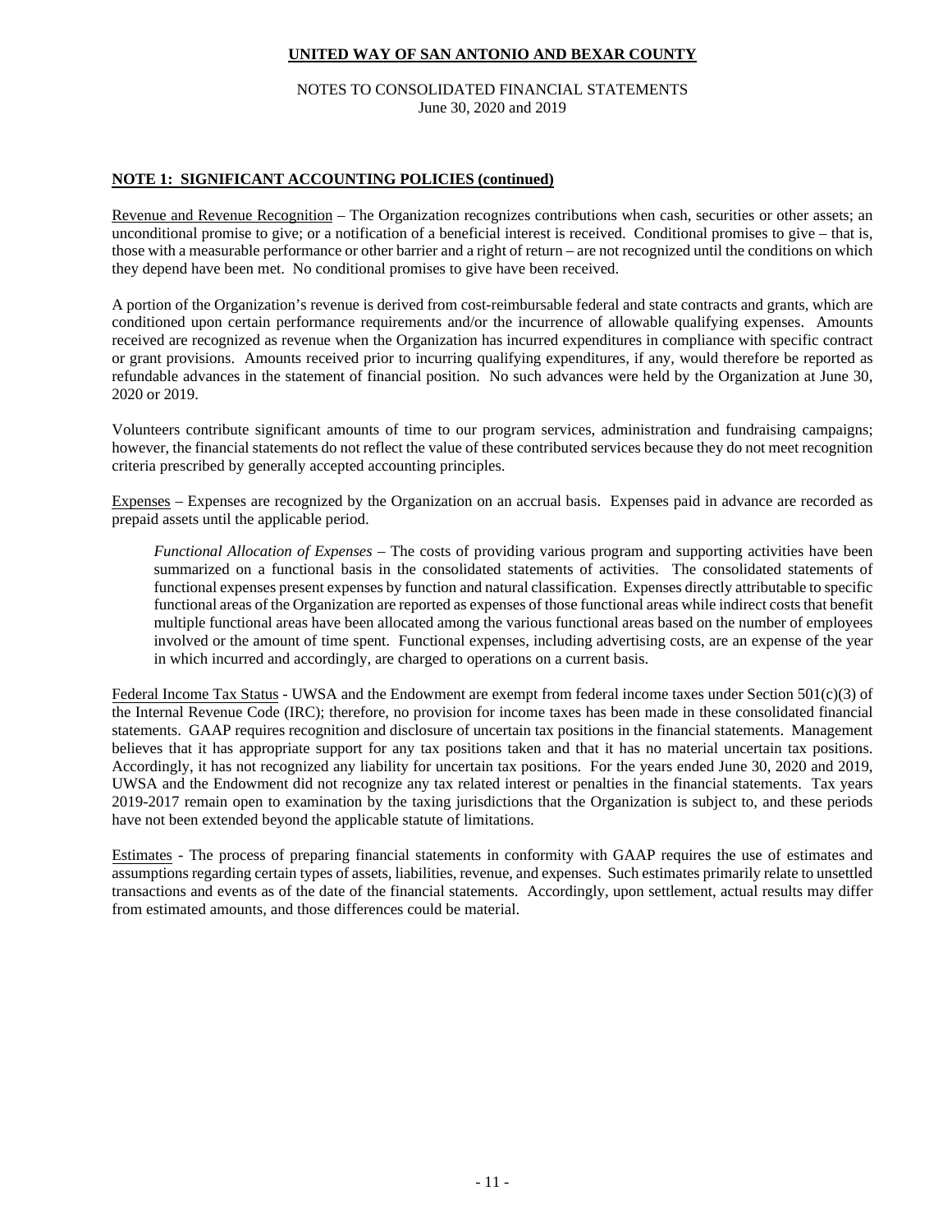**NOTE 1: SIGNIFICANT ACCOUNTING POLICIES (continued)**

Revenue and Revenue Recognition – The Organization recognizes contributions when cash, securities or other assets; an unconditional promise to give; or a notification of a beneficial interest is received. Conditional promises to give – that is, those with a measurable performance or other barrier and a right of return – are not recognized until the conditions on which they depend have been met. No conditional promises to give have been received.

A portion of the Organization's revenue is derived from cost-reimbursable federal and state contracts and grants, which are conditioned upon certain performance requirements and/or the incurrence of allowable qualifying expenses. Amounts received are recognized as revenue when the Organization has incurred expenditures in compliance with specific contract or grant provisions. Amounts received prior to incurring qualifying expenditures, if any, would therefore be reported as refundable advances in the statement of financial position. No such advances were held by the Organization at June 30, 2020 or 2019.

Volunteers contribute significant amounts of time to our program services, administration and fundraising campaigns; however, the financial statements do not reflect the value of these contributed services because they do not meet recognition criteria prescribed by generally accepted accounting principles.

Expenses – Expenses are recognized by the Organization on an accrual basis. Expenses paid in advance are recorded as prepaid assets until the applicable period.

*Functional Allocation of Expenses* – The costs of providing various program and supporting activities have been summarized on a functional basis in the consolidated statements of activities. The consolidated statements of functional expenses present expenses by function and natural classification. Expenses directly attributable to specific functional areas of the Organization are reported as expenses of those functional areas while indirect costs that benefit multiple functional areas have been allocated among the various functional areas based on the number of employees involved or the amount of time spent. Functional expenses, including advertising costs, are an expense of the year in which incurred and accordingly, are charged to operations on a current basis.

Federal Income Tax Status - UWSA and the Endowment are exempt from federal income taxes under Section 501(c)(3) of the Internal Revenue Code (IRC); therefore, no provision for income taxes has been made in these consolidated financial statements. GAAP requires recognition and disclosure of uncertain tax positions in the financial statements. Management believes that it has appropriate support for any tax positions taken and that it has no material uncertain tax positions. Accordingly, it has not recognized any liability for uncertain tax positions. For the years ended June 30, 2020 and 2019, UWSA and the Endowment did not recognize any tax related interest or penalties in the financial statements. Tax years 2019-2017 remain open to examination by the taxing jurisdictions that the Organization is subject to, and these periods have not been extended beyond the applicable statute of limitations.

Estimates - The process of preparing financial statements in conformity with GAAP requires the use of estimates and assumptions regarding certain types of assets, liabilities, revenue, and expenses. Such estimates primarily relate to unsettled transactions and events as of the date of the financial statements. Accordingly, upon settlement, actual results may differ from estimated amounts, and those differences could be material.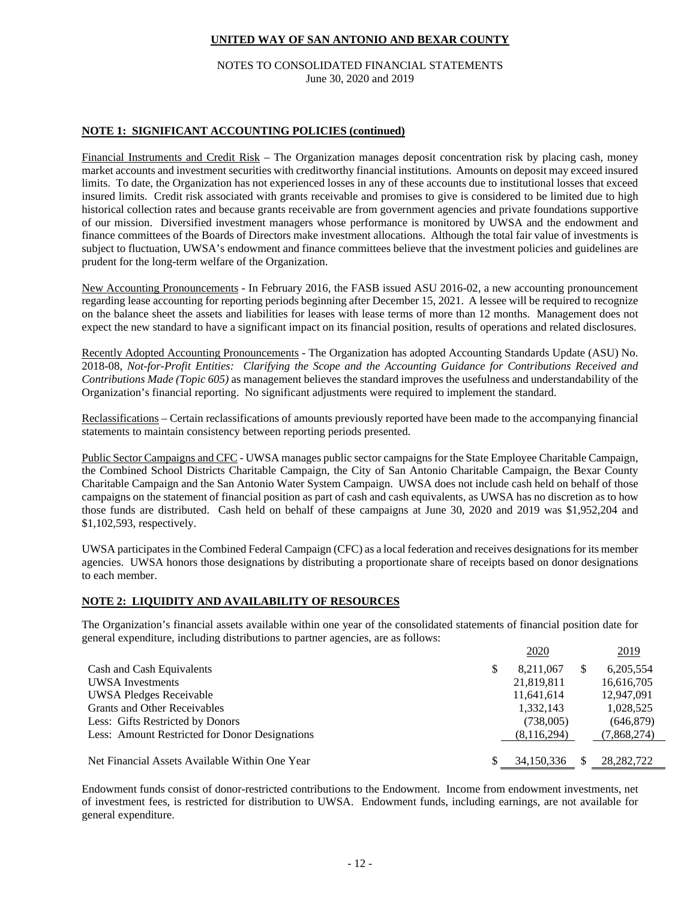**UNITED WAY OF SAN ANTONIO AND BEXAR COUNTY**

NOTES TO CONSOLIDATED FINANCIAL STATEMENTS
June 30, 2020 and 2019

## NOTE 1: SIGNIFICANT ACCOUNTING POLICIES (continued)

Financial Instruments and Credit Risk – The Organization manages deposit concentration risk by placing cash, money market accounts and investment securities with creditworthy financial institutions. Amounts on deposit may exceed insured limits. To date, the Organization has not experienced losses in any of these accounts due to institutional losses that exceed insured limits. Credit risk associated with grants receivable and promises to give is considered to be limited due to high historical collection rates and because grants receivable are from government agencies and private foundations supportive of our mission. Diversified investment managers whose performance is monitored by UWSA and the endowment and finance committees of the Boards of Directors make investment allocations. Although the total fair value of investments is subject to fluctuation, UWSA's endowment and finance committees believe that the investment policies and guidelines are prudent for the long-term welfare of the Organization.

New Accounting Pronouncements - In February 2016, the FASB issued ASU 2016-02, a new accounting pronouncement regarding lease accounting for reporting periods beginning after December 15, 2021. A lessee will be required to recognize on the balance sheet the assets and liabilities for leases with lease terms of more than 12 months. Management does not expect the new standard to have a significant impact on its financial position, results of operations and related disclosures.

Recently Adopted Accounting Pronouncements - The Organization has adopted Accounting Standards Update (ASU) No. 2018-08, *Not-for-Profit Entities: Clarifying the Scope and the Accounting Guidance for Contributions Received and Contributions Made (Topic 605)* as management believes the standard improves the usefulness and understandability of the Organization's financial reporting. No significant adjustments were required to implement the standard.

Reclassifications – Certain reclassifications of amounts previously reported have been made to the accompanying financial statements to maintain consistency between reporting periods presented.

Public Sector Campaigns and CFC - UWSA manages public sector campaigns for the State Employee Charitable Campaign, the Combined School Districts Charitable Campaign, the City of San Antonio Charitable Campaign, the Bexar County Charitable Campaign and the San Antonio Water System Campaign. UWSA does not include cash held on behalf of those campaigns on the statement of financial position as part of cash and cash equivalents, as UWSA has no discretion as to how those funds are distributed. Cash held on behalf of these campaigns at June 30, 2020 and 2019 was $1,952,204 and $1,102,593, respectively.

UWSA participates in the Combined Federal Campaign (CFC) as a local federation and receives designations for its member agencies. UWSA honors those designations by distributing a proportionate share of receipts based on donor designations to each member.

## NOTE 2: LIQUIDITY AND AVAILABILITY OF RESOURCES

The Organization's financial assets available within one year of the consolidated statements of financial position date for general expenditure, including distributions to partner agencies, are as follows:

| | 2020 | 2019 |
|---|---|---|
| Cash and Cash Equivalents | $ 8,211,067 | $ 6,205,554 |
| UWSA Investments | 21,819,811 | 16,616,705 |
| UWSA Pledges Receivable | 11,641,614 | 12,947,091 |
| Grants and Other Receivables | 1,332,143 | 1,028,525 |
| Less: Gifts Restricted by Donors | (738,005) | (646,879) |
| Less: Amount Restricted for Donor Designations | (8,116,294) | (7,868,274) |
| Net Financial Assets Available Within One Year | $ 34,150,336 | $ 28,282,722 |

Endowment funds consist of donor-restricted contributions to the Endowment. Income from endowment investments, net of investment fees, is restricted for distribution to UWSA. Endowment funds, including earnings, are not available for general expenditure.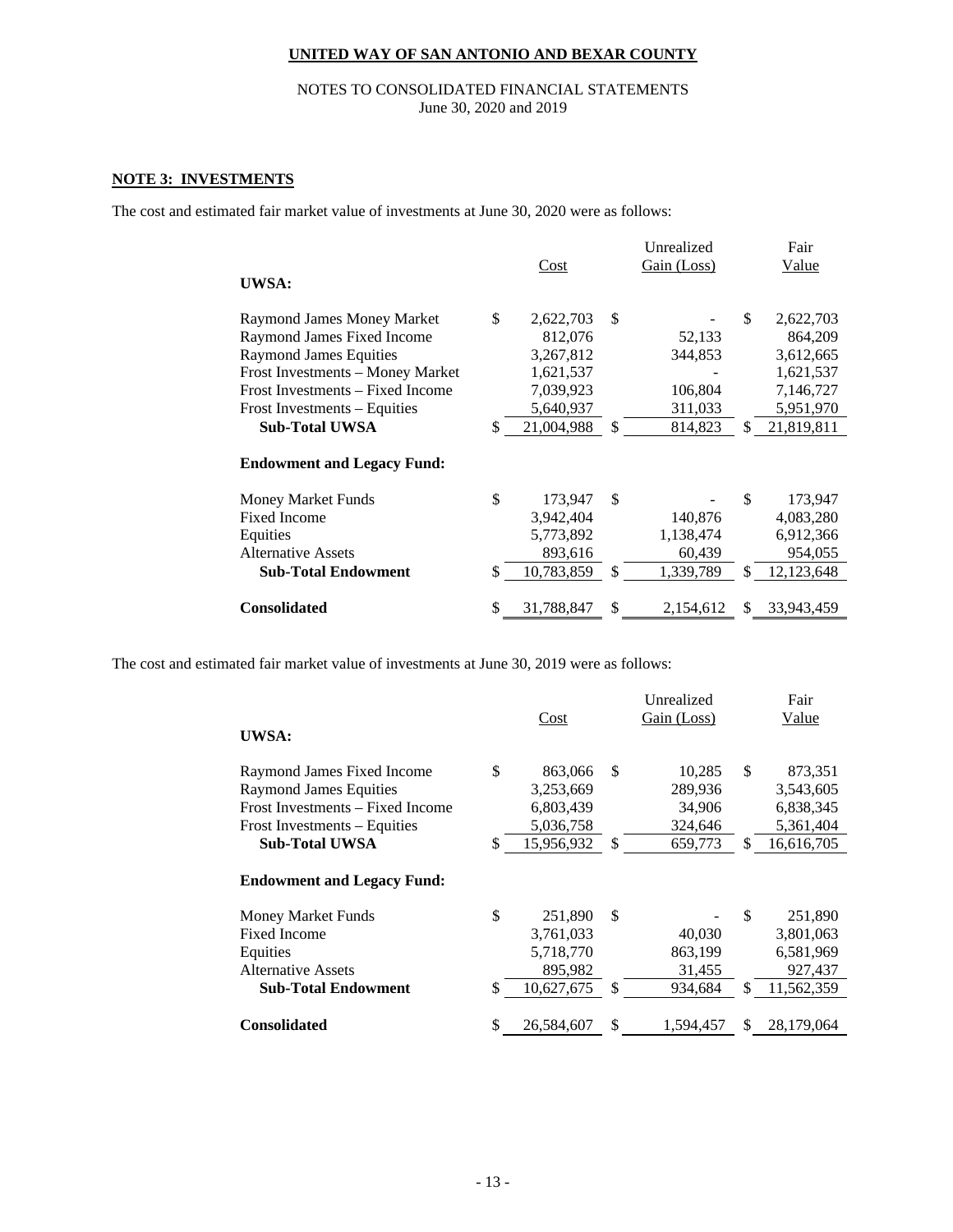**UNITED WAY OF SAN ANTONIO AND BEXAR COUNTY**

NOTES TO CONSOLIDATED FINANCIAL STATEMENTS
June 30, 2020 and 2019

## NOTE 3: INVESTMENTS

The cost and estimated fair market value of investments at June 30, 2020 were as follows:

| | Cost | Unrealized Gain (Loss) | Fair Value |
|---|---|---|---|
| **UWSA:** | | | |
| Raymond James Money Market | $ 2,622,703 | $ - | $ 2,622,703 |
| Raymond James Fixed Income | 812,076 | 52,133 | 864,209 |
| Raymond James Equities | 3,267,812 | 344,853 | 3,612,665 |
| Frost Investments – Money Market | 1,621,537 | - | 1,621,537 |
| Frost Investments – Fixed Income | 7,039,923 | 106,804 | 7,146,727 |
| Frost Investments – Equities | 5,640,937 | 311,033 | 5,951,970 |
| **Sub-Total UWSA** | $ 21,004,988 | $ 814,823 | $ 21,819,811 |
| **Endowment and Legacy Fund:** | | | |
| Money Market Funds | $ 173,947 | $ - | $ 173,947 |
| Fixed Income | 3,942,404 | 140,876 | 4,083,280 |
| Equities | 5,773,892 | 1,138,474 | 6,912,366 |
| Alternative Assets | 893,616 | 60,439 | 954,055 |
| **Sub-Total Endowment** | $ 10,783,859 | $ 1,339,789 | $ 12,123,648 |
| **Consolidated** | $ 31,788,847 | $ 2,154,612 | $ 33,943,459 |

The cost and estimated fair market value of investments at June 30, 2019 were as follows:

| | Cost | Unrealized Gain (Loss) | Fair Value |
|---|---|---|---|
| **UWSA:** | | | |
| Raymond James Fixed Income | $ 863,066 | $ 10,285 | $ 873,351 |
| Raymond James Equities | 3,253,669 | 289,936 | 3,543,605 |
| Frost Investments – Fixed Income | 6,803,439 | 34,906 | 6,838,345 |
| Frost Investments – Equities | 5,036,758 | 324,646 | 5,361,404 |
| **Sub-Total UWSA** | $ 15,956,932 | $ 659,773 | $ 16,616,705 |
| **Endowment and Legacy Fund:** | | | |
| Money Market Funds | $ 251,890 | $ - | $ 251,890 |
| Fixed Income | 3,761,033 | 40,030 | 3,801,063 |
| Equities | 5,718,770 | 863,199 | 6,581,969 |
| Alternative Assets | 895,982 | 31,455 | 927,437 |
| **Sub-Total Endowment** | $ 10,627,675 | $ 934,684 | $ 11,562,359 |
| **Consolidated** | $ 26,584,607 | $ 1,594,457 | $ 28,179,064 |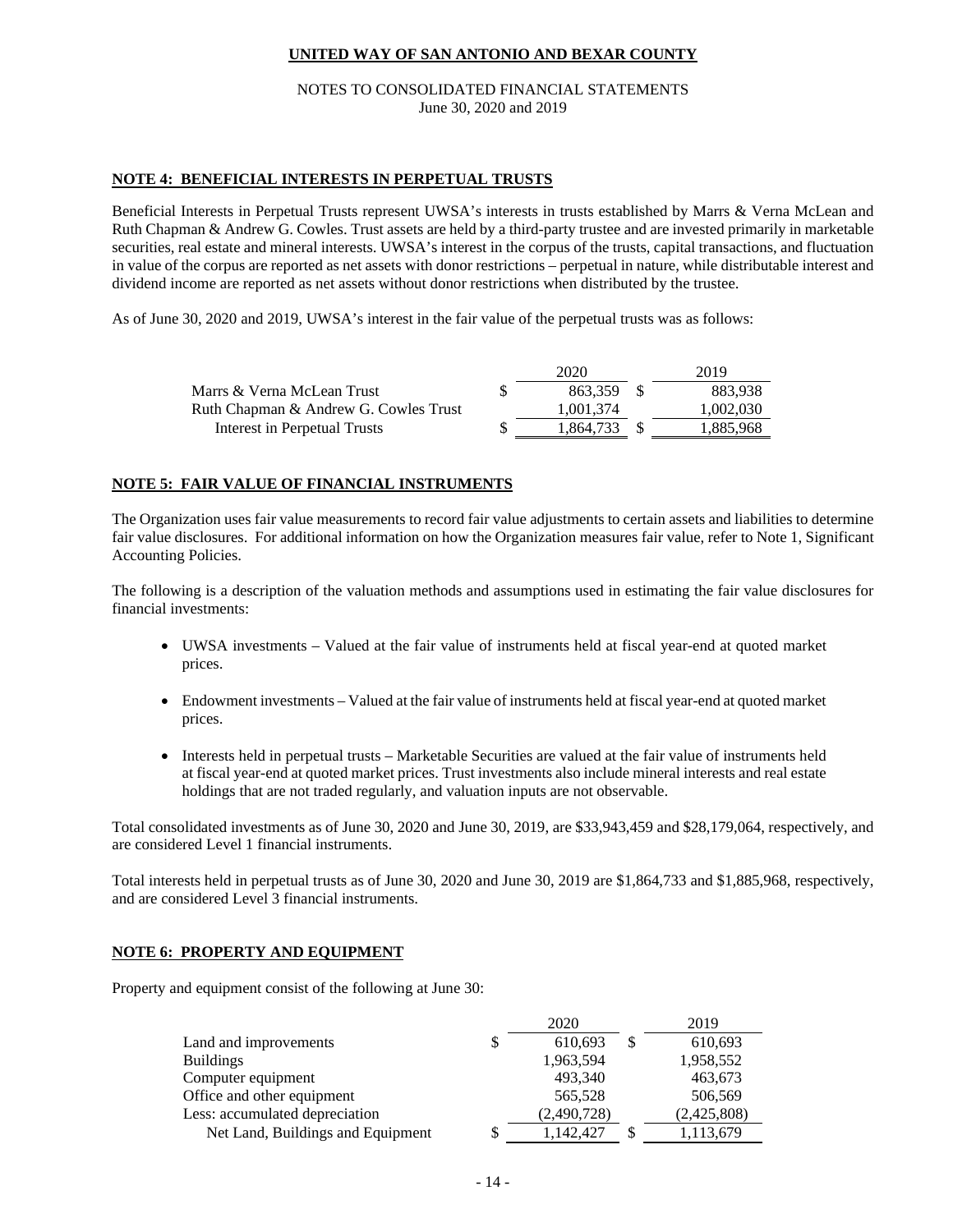**UNITED WAY OF SAN ANTONIO AND BEXAR COUNTY**

NOTES TO CONSOLIDATED FINANCIAL STATEMENTS
June 30, 2020 and 2019

## NOTE 4: BENEFICIAL INTERESTS IN PERPETUAL TRUSTS

Beneficial Interests in Perpetual Trusts represent UWSA's interests in trusts established by Marrs & Verna McLean and Ruth Chapman & Andrew G. Cowles. Trust assets are held by a third-party trustee and are invested primarily in marketable securities, real estate and mineral interests. UWSA's interest in the corpus of the trusts, capital transactions, and fluctuation in value of the corpus are reported as net assets with donor restrictions – perpetual in nature, while distributable interest and dividend income are reported as net assets without donor restrictions when distributed by the trustee.

As of June 30, 2020 and 2019, UWSA's interest in the fair value of the perpetual trusts was as follows:

| | 2020 | 2019 |
|---|---|---|
| Marrs & Verna McLean Trust | $ 863,359 | $ 883,938 |
| Ruth Chapman & Andrew G. Cowles Trust | 1,001,374 | 1,002,030 |
| Interest in Perpetual Trusts | $ 1,864,733 | $ 1,885,968 |

## NOTE 5: FAIR VALUE OF FINANCIAL INSTRUMENTS

The Organization uses fair value measurements to record fair value adjustments to certain assets and liabilities to determine fair value disclosures. For additional information on how the Organization measures fair value, refer to Note 1, Significant Accounting Policies.

The following is a description of the valuation methods and assumptions used in estimating the fair value disclosures for financial investments:

- UWSA investments – Valued at the fair value of instruments held at fiscal year-end at quoted market prices.
- Endowment investments – Valued at the fair value of instruments held at fiscal year-end at quoted market prices.
- Interests held in perpetual trusts – Marketable Securities are valued at the fair value of instruments held at fiscal year-end at quoted market prices. Trust investments also include mineral interests and real estate holdings that are not traded regularly, and valuation inputs are not observable.

Total consolidated investments as of June 30, 2020 and June 30, 2019, are $33,943,459 and $28,179,064, respectively, and are considered Level 1 financial instruments.

Total interests held in perpetual trusts as of June 30, 2020 and June 30, 2019 are $1,864,733 and $1,885,968, respectively, and are considered Level 3 financial instruments.

## NOTE 6: PROPERTY AND EQUIPMENT

Property and equipment consist of the following at June 30:

| | 2020 | 2019 |
|---|---|---|
| Land and improvements | $ 610,693 | $ 610,693 |
| Buildings | 1,963,594 | 1,958,552 |
| Computer equipment | 493,340 | 463,673 |
| Office and other equipment | 565,528 | 506,569 |
| Less: accumulated depreciation | (2,490,728) | (2,425,808) |
| Net Land, Buildings and Equipment | $ 1,142,427 | $ 1,113,679 |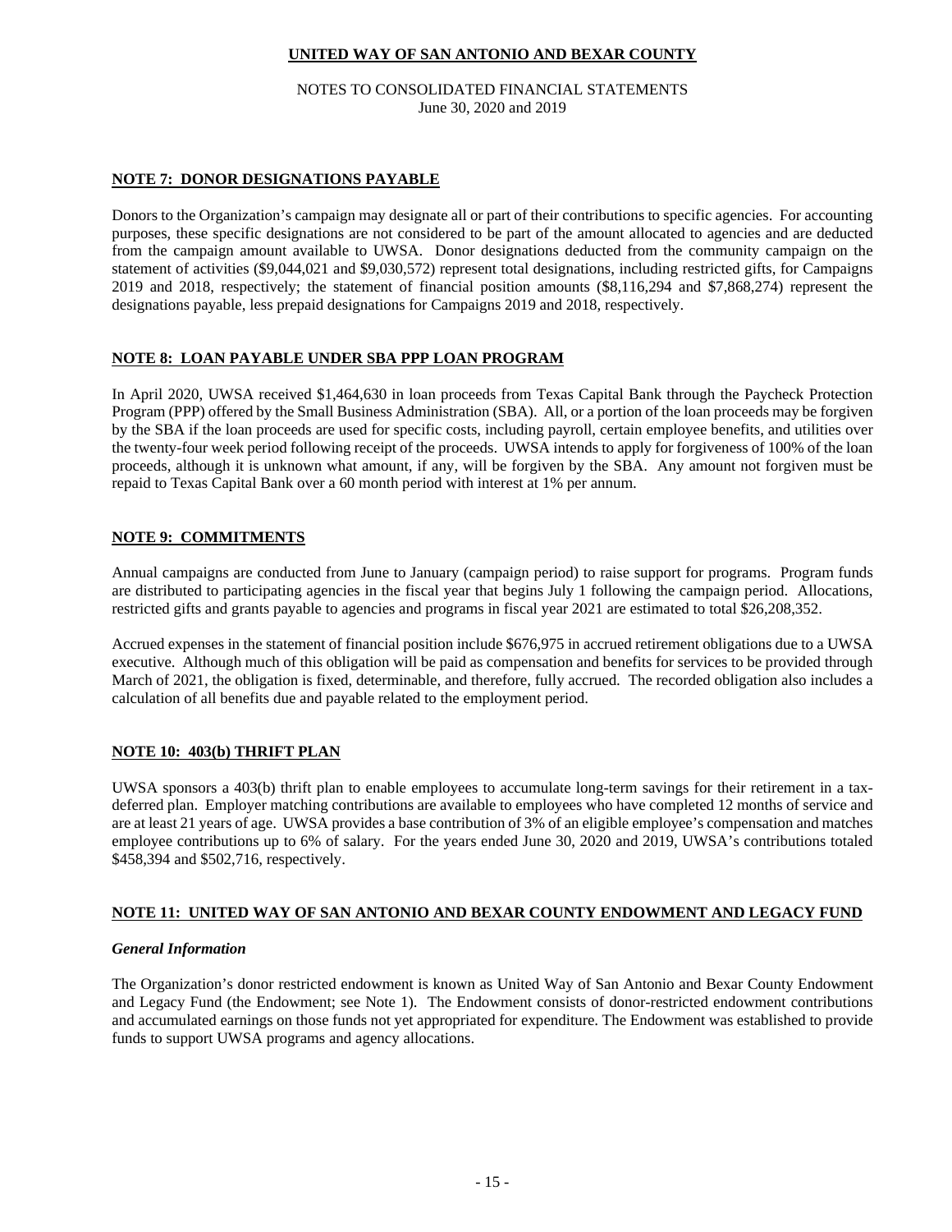## NOTE 7: DONOR DESIGNATIONS PAYABLE

Donors to the Organization's campaign may designate all or part of their contributions to specific agencies. For accounting purposes, these specific designations are not considered to be part of the amount allocated to agencies and are deducted from the campaign amount available to UWSA. Donor designations deducted from the community campaign on the statement of activities ($9,044,021 and $9,030,572) represent total designations, including restricted gifts, for Campaigns 2019 and 2018, respectively; the statement of financial position amounts ($8,116,294 and $7,868,274) represent the designations payable, less prepaid designations for Campaigns 2019 and 2018, respectively.

## NOTE 8: LOAN PAYABLE UNDER SBA PPP LOAN PROGRAM

In April 2020, UWSA received $1,464,630 in loan proceeds from Texas Capital Bank through the Paycheck Protection Program (PPP) offered by the Small Business Administration (SBA). All, or a portion of the loan proceeds may be forgiven by the SBA if the loan proceeds are used for specific costs, including payroll, certain employee benefits, and utilities over the twenty-four week period following receipt of the proceeds. UWSA intends to apply for forgiveness of 100% of the loan proceeds, although it is unknown what amount, if any, will be forgiven by the SBA. Any amount not forgiven must be repaid to Texas Capital Bank over a 60 month period with interest at 1% per annum.

## NOTE 9: COMMITMENTS

Annual campaigns are conducted from June to January (campaign period) to raise support for programs. Program funds are distributed to participating agencies in the fiscal year that begins July 1 following the campaign period. Allocations, restricted gifts and grants payable to agencies and programs in fiscal year 2021 are estimated to total $26,208,352.

Accrued expenses in the statement of financial position include $676,975 in accrued retirement obligations due to a UWSA executive. Although much of this obligation will be paid as compensation and benefits for services to be provided through March of 2021, the obligation is fixed, determinable, and therefore, fully accrued. The recorded obligation also includes a calculation of all benefits due and payable related to the employment period.

## NOTE 10: 403(b) THRIFT PLAN

UWSA sponsors a 403(b) thrift plan to enable employees to accumulate long-term savings for their retirement in a tax-deferred plan. Employer matching contributions are available to employees who have completed 12 months of service and are at least 21 years of age. UWSA provides a base contribution of 3% of an eligible employee's compensation and matches employee contributions up to 6% of salary. For the years ended June 30, 2020 and 2019, UWSA's contributions totaled $458,394 and $502,716, respectively.

## NOTE 11: UNITED WAY OF SAN ANTONIO AND BEXAR COUNTY ENDOWMENT AND LEGACY FUND

### *General Information*

The Organization's donor restricted endowment is known as United Way of San Antonio and Bexar County Endowment and Legacy Fund (the Endowment; see Note 1). The Endowment consists of donor-restricted endowment contributions and accumulated earnings on those funds not yet appropriated for expenditure. The Endowment was established to provide funds to support UWSA programs and agency allocations.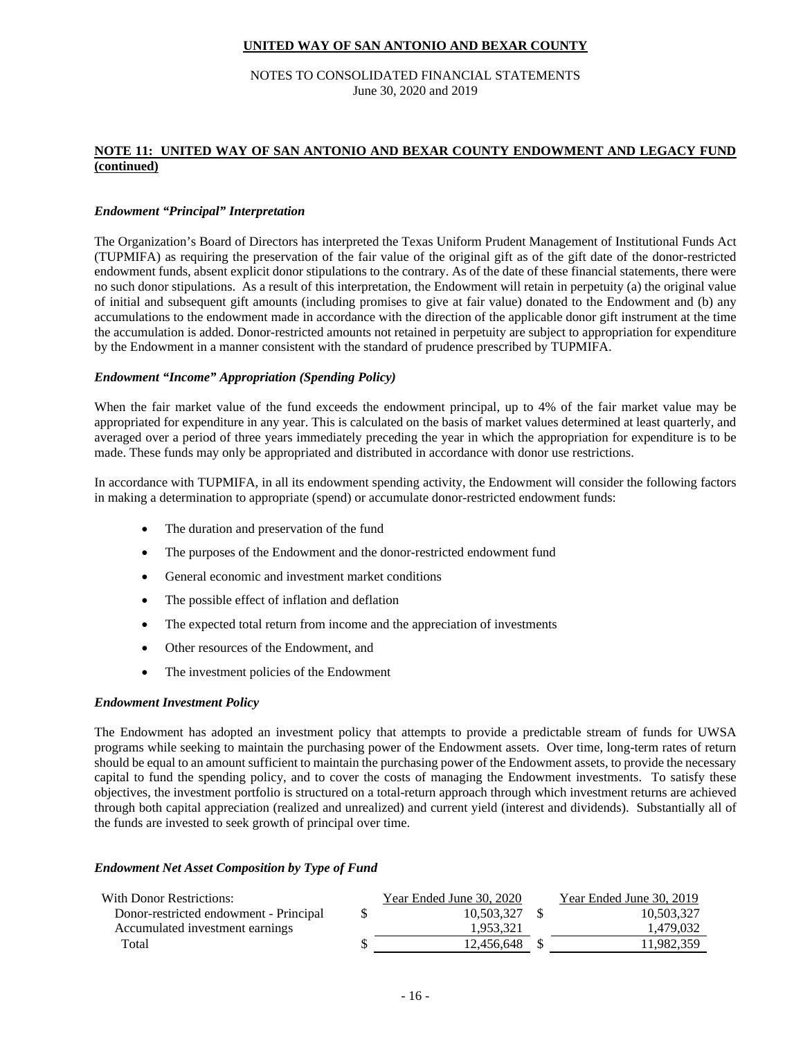## NOTE 11: UNITED WAY OF SAN ANTONIO AND BEXAR COUNTY ENDOWMENT AND LEGACY FUND (continued)

### *Endowment "Principal" Interpretation*

The Organization's Board of Directors has interpreted the Texas Uniform Prudent Management of Institutional Funds Act (TUPMIFA) as requiring the preservation of the fair value of the original gift as of the gift date of the donor-restricted endowment funds, absent explicit donor stipulations to the contrary. As of the date of these financial statements, there were no such donor stipulations. As a result of this interpretation, the Endowment will retain in perpetuity (a) the original value of initial and subsequent gift amounts (including promises to give at fair value) donated to the Endowment and (b) any accumulations to the endowment made in accordance with the direction of the applicable donor gift instrument at the time the accumulation is added. Donor-restricted amounts not retained in perpetuity are subject to appropriation for expenditure by the Endowment in a manner consistent with the standard of prudence prescribed by TUPMIFA.

### *Endowment "Income" Appropriation (Spending Policy)*

When the fair market value of the fund exceeds the endowment principal, up to 4% of the fair market value may be appropriated for expenditure in any year. This is calculated on the basis of market values determined at least quarterly, and averaged over a period of three years immediately preceding the year in which the appropriation for expenditure is to be made. These funds may only be appropriated and distributed in accordance with donor use restrictions.

In accordance with TUPMIFA, in all its endowment spending activity, the Endowment will consider the following factors in making a determination to appropriate (spend) or accumulate donor-restricted endowment funds:

- The duration and preservation of the fund
- The purposes of the Endowment and the donor-restricted endowment fund
- General economic and investment market conditions
- The possible effect of inflation and deflation
- The expected total return from income and the appreciation of investments
- Other resources of the Endowment, and
- The investment policies of the Endowment

### *Endowment Investment Policy*

The Endowment has adopted an investment policy that attempts to provide a predictable stream of funds for UWSA programs while seeking to maintain the purchasing power of the Endowment assets. Over time, long-term rates of return should be equal to an amount sufficient to maintain the purchasing power of the Endowment assets, to provide the necessary capital to fund the spending policy, and to cover the costs of managing the Endowment investments. To satisfy these objectives, the investment portfolio is structured on a total-return approach through which investment returns are achieved through both capital appreciation (realized and unrealized) and current yield (interest and dividends). Substantially all of the funds are invested to seek growth of principal over time.

### *Endowment Net Asset Composition by Type of Fund*

| With Donor Restrictions: | Year Ended June 30, 2020 | Year Ended June 30, 2019 |
|---|---|---|
| Donor-restricted endowment - Principal | $ 10,503,327 | $ 10,503,327 |
| Accumulated investment earnings | 1,953,321 | 1,479,032 |
| Total | $ 12,456,648 | $ 11,982,359 |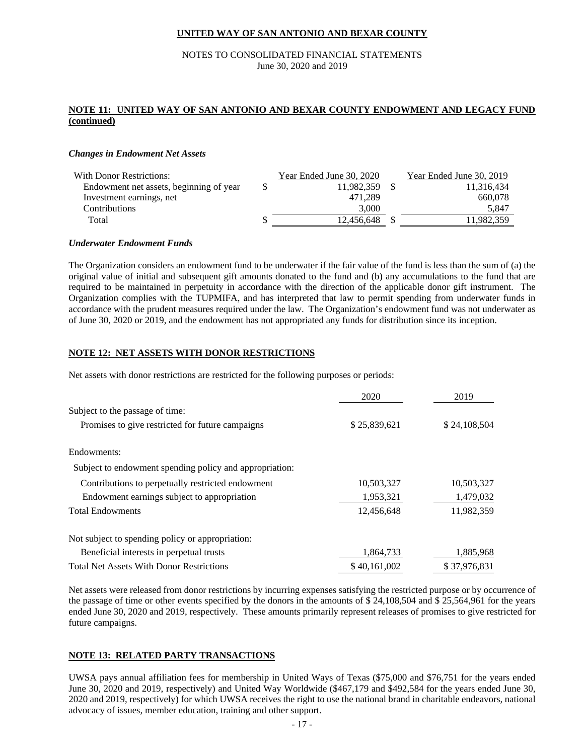## NOTE 11: UNITED WAY OF SAN ANTONIO AND BEXAR COUNTY ENDOWMENT AND LEGACY FUND (continued)

### *Changes in Endowment Net Assets*

| With Donor Restrictions: | Year Ended June 30, 2020 | Year Ended June 30, 2019 |
|---|---|---|
| Endowment net assets, beginning of year | $ 11,982,359 | $ 11,316,434 |
| Investment earnings, net | 471,289 | 660,078 |
| Contributions | 3,000 | 5,847 |
| Total | $ 12,456,648 | $ 11,982,359 |

### *Underwater Endowment Funds*

The Organization considers an endowment fund to be underwater if the fair value of the fund is less than the sum of (a) the original value of initial and subsequent gift amounts donated to the fund and (b) any accumulations to the fund that are required to be maintained in perpetuity in accordance with the direction of the applicable donor gift instrument. The Organization complies with the TUPMIFA, and has interpreted that law to permit spending from underwater funds in accordance with the prudent measures required under the law. The Organization's endowment fund was not underwater as of June 30, 2020 or 2019, and the endowment has not appropriated any funds for distribution since its inception.

## NOTE 12: NET ASSETS WITH DONOR RESTRICTIONS

Net assets with donor restrictions are restricted for the following purposes or periods:

| | 2020 | 2019 |
|---|---|---|
| Subject to the passage of time: | | |
| Promises to give restricted for future campaigns | $ 25,839,621 | $ 24,108,504 |
| Endowments: | | |
| Subject to endowment spending policy and appropriation: | | |
| Contributions to perpetually restricted endowment | 10,503,327 | 10,503,327 |
| Endowment earnings subject to appropriation | 1,953,321 | 1,479,032 |
| Total Endowments | 12,456,648 | 11,982,359 |
| Not subject to spending policy or appropriation: | | |
| Beneficial interests in perpetual trusts | 1,864,733 | 1,885,968 |
| Total Net Assets With Donor Restrictions | $ 40,161,002 | $ 37,976,831 |

Net assets were released from donor restrictions by incurring expenses satisfying the restricted purpose or by occurrence of the passage of time or other events specified by the donors in the amounts of $ 24,108,504 and $ 25,564,961 for the years ended June 30, 2020 and 2019, respectively. These amounts primarily represent releases of promises to give restricted for future campaigns.

## NOTE 13: RELATED PARTY TRANSACTIONS

UWSA pays annual affiliation fees for membership in United Ways of Texas ($75,000 and $76,751 for the years ended June 30, 2020 and 2019, respectively) and United Way Worldwide ($467,179 and $492,584 for the years ended June 30, 2020 and 2019, respectively) for which UWSA receives the right to use the national brand in charitable endeavors, national advocacy of issues, member education, training and other support.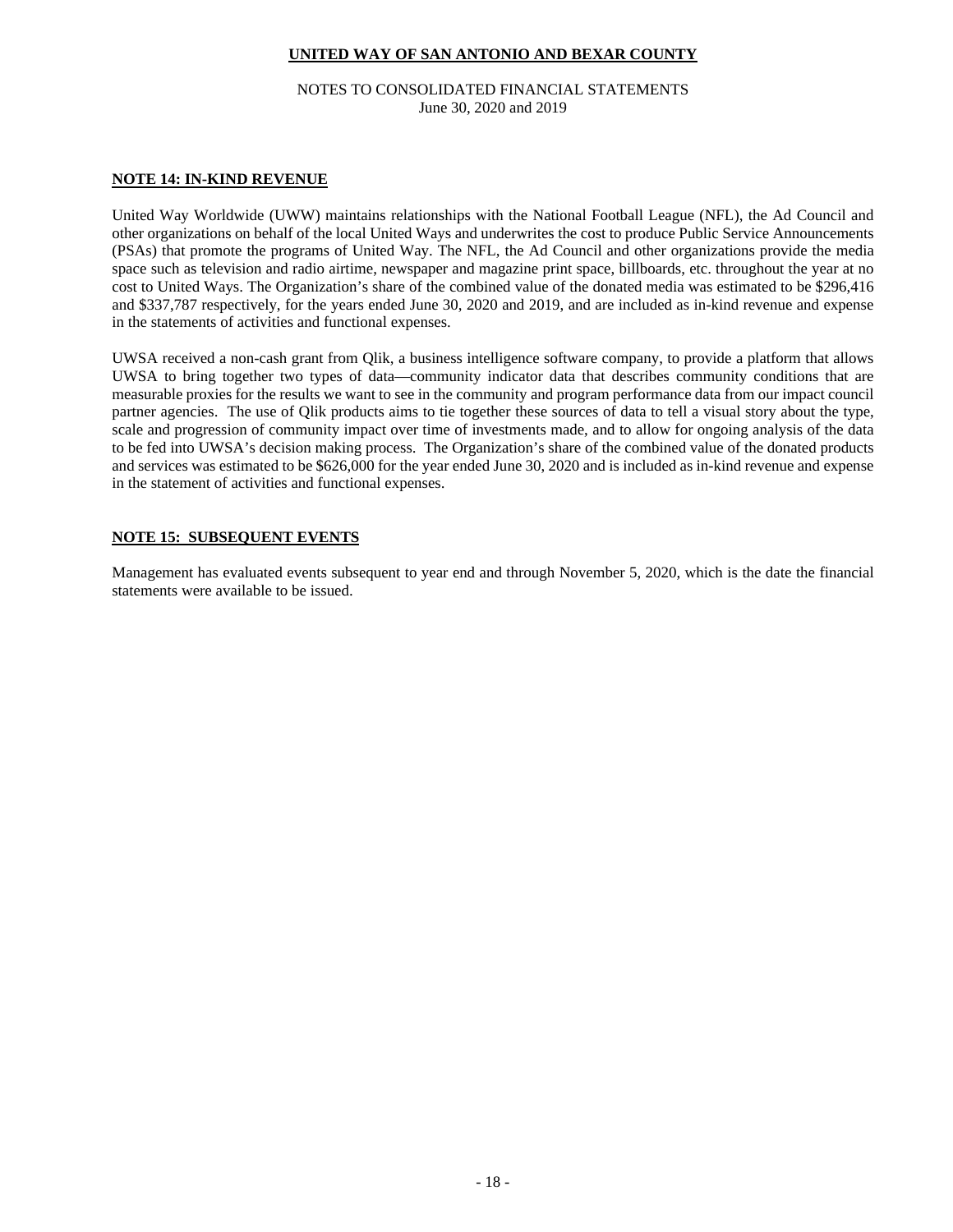## NOTE 14: IN-KIND REVENUE

United Way Worldwide (UWW) maintains relationships with the National Football League (NFL), the Ad Council and other organizations on behalf of the local United Ways and underwrites the cost to produce Public Service Announcements (PSAs) that promote the programs of United Way. The NFL, the Ad Council and other organizations provide the media space such as television and radio airtime, newspaper and magazine print space, billboards, etc. throughout the year at no cost to United Ways. The Organization's share of the combined value of the donated media was estimated to be $296,416 and $337,787 respectively, for the years ended June 30, 2020 and 2019, and are included as in-kind revenue and expense in the statements of activities and functional expenses.

UWSA received a non-cash grant from Qlik, a business intelligence software company, to provide a platform that allows UWSA to bring together two types of data—community indicator data that describes community conditions that are measurable proxies for the results we want to see in the community and program performance data from our impact council partner agencies. The use of Qlik products aims to tie together these sources of data to tell a visual story about the type, scale and progression of community impact over time of investments made, and to allow for ongoing analysis of the data to be fed into UWSA's decision making process. The Organization's share of the combined value of the donated products and services was estimated to be $626,000 for the year ended June 30, 2020 and is included as in-kind revenue and expense in the statement of activities and functional expenses.

## NOTE 15: SUBSEQUENT EVENTS

Management has evaluated events subsequent to year end and through November 5, 2020, which is the date the financial statements were available to be issued.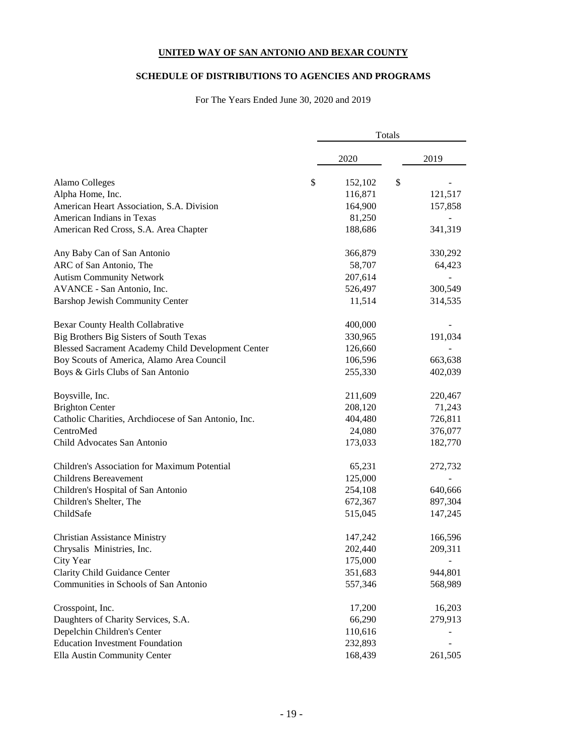# UNITED WAY OF SAN ANTONIO AND BEXAR COUNTY

## SCHEDULE OF DISTRIBUTIONS TO AGENCIES AND PROGRAMS

For The Years Ended June 30, 2020 and 2019

| | Totals | |
|---|---|---|
| | 2020 | 2019 |
| Alamo Colleges | $ 152,102 | $ - |
| Alpha Home, Inc. | 116,871 | 121,517 |
| American Heart Association, S.A. Division | 164,900 | 157,858 |
| American Indians in Texas | 81,250 | - |
| American Red Cross, S.A. Area Chapter | 188,686 | 341,319 |
| Any Baby Can of San Antonio | 366,879 | 330,292 |
| ARC of San Antonio, The | 58,707 | 64,423 |
| Autism Community Network | 207,614 | - |
| AVANCE - San Antonio, Inc. | 526,497 | 300,549 |
| Barshop Jewish Community Center | 11,514 | 314,535 |
| Bexar County Health Collabrative | 400,000 | - |
| Big Brothers Big Sisters of South Texas | 330,965 | 191,034 |
| Blessed Sacrament Academy Child Development Center | 126,660 | - |
| Boy Scouts of America, Alamo Area Council | 106,596 | 663,638 |
| Boys & Girls Clubs of San Antonio | 255,330 | 402,039 |
| Boysville, Inc. | 211,609 | 220,467 |
| Brighton Center | 208,120 | 71,243 |
| Catholic Charities, Archdiocese of San Antonio, Inc. | 404,480 | 726,811 |
| CentroMed | 24,080 | 376,077 |
| Child Advocates San Antonio | 173,033 | 182,770 |
| Children's Association for Maximum Potential | 65,231 | 272,732 |
| Childrens Bereavement | 125,000 | - |
| Children's Hospital of San Antonio | 254,108 | 640,666 |
| Children's Shelter, The | 672,367 | 897,304 |
| ChildSafe | 515,045 | 147,245 |
| Christian Assistance Ministry | 147,242 | 166,596 |
| Chrysalis Ministries, Inc. | 202,440 | 209,311 |
| City Year | 175,000 | - |
| Clarity Child Guidance Center | 351,683 | 944,801 |
| Communities in Schools of San Antonio | 557,346 | 568,989 |
| Crosspoint, Inc. | 17,200 | 16,203 |
| Daughters of Charity Services, S.A. | 66,290 | 279,913 |
| Depelchin Children's Center | 110,616 | - |
| Education Investment Foundation | 232,893 | - |
| Ella Austin Community Center | 168,439 | 261,505 |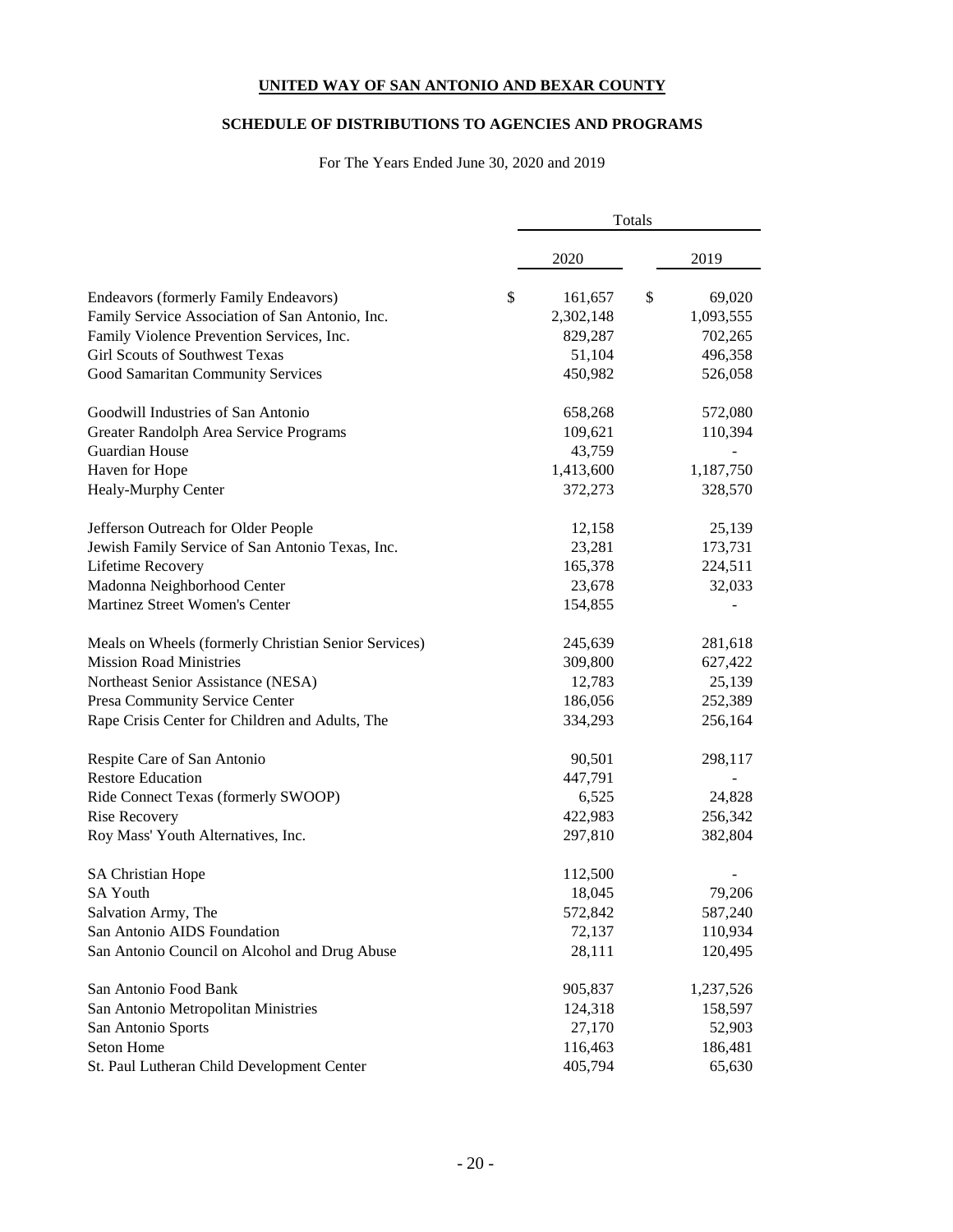**UNITED WAY OF SAN ANTONIO AND BEXAR COUNTY**

**SCHEDULE OF DISTRIBUTIONS TO AGENCIES AND PROGRAMS**

For The Years Ended June 30, 2020 and 2019

| | Totals | |
|---|---|---|
| | 2020 | 2019 |
| Endeavors (formerly Family Endeavors) | $ 161,657 | $ 69,020 |
| Family Service Association of San Antonio, Inc. | 2,302,148 | 1,093,555 |
| Family Violence Prevention Services, Inc. | 829,287 | 702,265 |
| Girl Scouts of Southwest Texas | 51,104 | 496,358 |
| Good Samaritan Community Services | 450,982 | 526,058 |
| Goodwill Industries of San Antonio | 658,268 | 572,080 |
| Greater Randolph Area Service Programs | 109,621 | 110,394 |
| Guardian House | 43,759 | - |
| Haven for Hope | 1,413,600 | 1,187,750 |
| Healy-Murphy Center | 372,273 | 328,570 |
| Jefferson Outreach for Older People | 12,158 | 25,139 |
| Jewish Family Service of San Antonio Texas, Inc. | 23,281 | 173,731 |
| Lifetime Recovery | 165,378 | 224,511 |
| Madonna Neighborhood Center | 23,678 | 32,033 |
| Martinez Street Women's Center | 154,855 | - |
| Meals on Wheels (formerly Christian Senior Services) | 245,639 | 281,618 |
| Mission Road Ministries | 309,800 | 627,422 |
| Northeast Senior Assistance (NESA) | 12,783 | 25,139 |
| Presa Community Service Center | 186,056 | 252,389 |
| Rape Crisis Center for Children and Adults, The | 334,293 | 256,164 |
| Respite Care of San Antonio | 90,501 | 298,117 |
| Restore Education | 447,791 | - |
| Ride Connect Texas (formerly SWOOP) | 6,525 | 24,828 |
| Rise Recovery | 422,983 | 256,342 |
| Roy Mass' Youth Alternatives, Inc. | 297,810 | 382,804 |
| SA Christian Hope | 112,500 | - |
| SA Youth | 18,045 | 79,206 |
| Salvation Army, The | 572,842 | 587,240 |
| San Antonio AIDS Foundation | 72,137 | 110,934 |
| San Antonio Council on Alcohol and Drug Abuse | 28,111 | 120,495 |
| San Antonio Food Bank | 905,837 | 1,237,526 |
| San Antonio Metropolitan Ministries | 124,318 | 158,597 |
| San Antonio Sports | 27,170 | 52,903 |
| Seton Home | 116,463 | 186,481 |
| St. Paul Lutheran Child Development Center | 405,794 | 65,630 |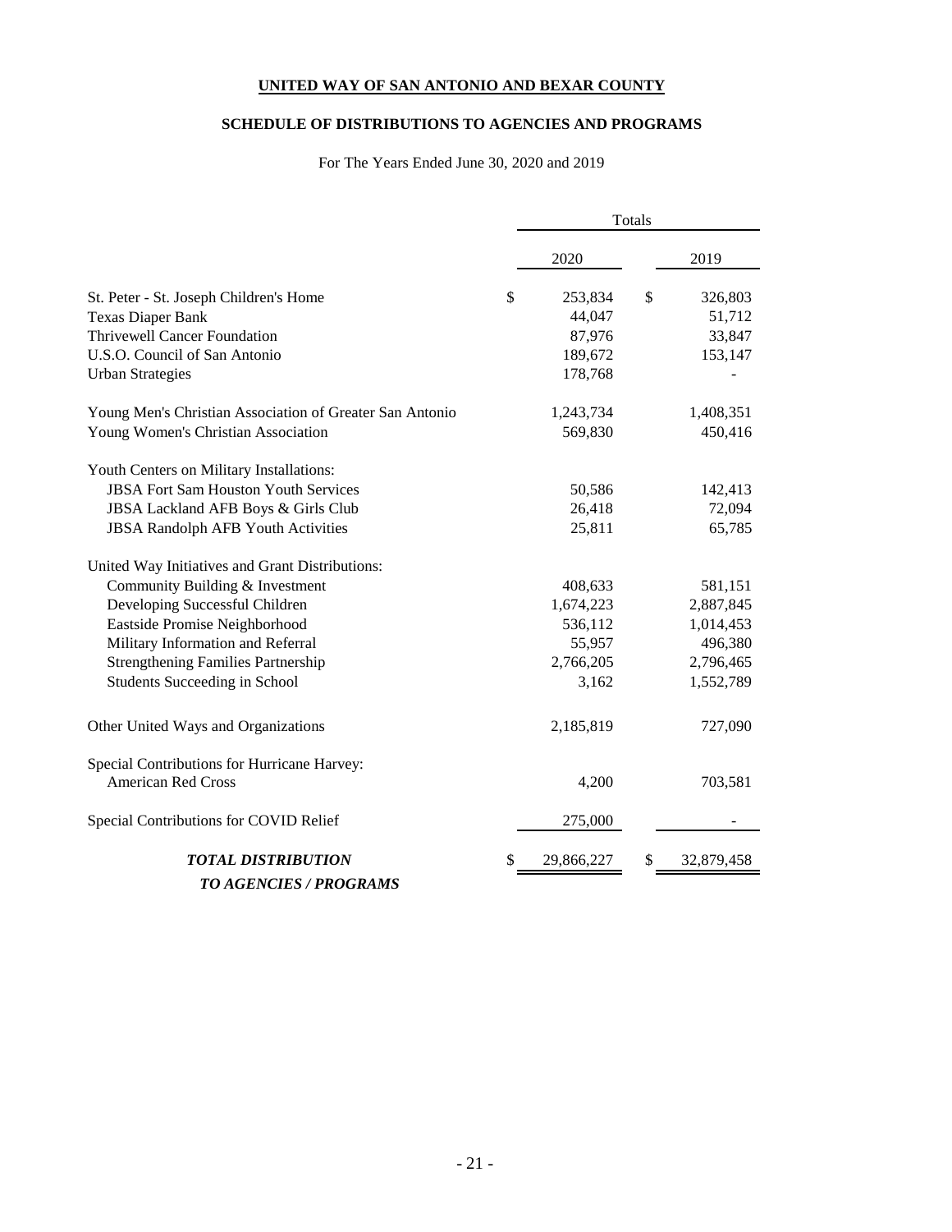**UNITED WAY OF SAN ANTONIO AND BEXAR COUNTY**

**SCHEDULE OF DISTRIBUTIONS TO AGENCIES AND PROGRAMS**

For The Years Ended June 30, 2020 and 2019

| | Totals | |
|---|---|---|
| | 2020 | 2019 |
| St. Peter - St. Joseph Children's Home | $ 253,834 | $ 326,803 |
| Texas Diaper Bank | 44,047 | 51,712 |
| Thrivewell Cancer Foundation | 87,976 | 33,847 |
| U.S.O. Council of San Antonio | 189,672 | 153,147 |
| Urban Strategies | 178,768 | - |
| Young Men's Christian Association of Greater San Antonio | 1,243,734 | 1,408,351 |
| Young Women's Christian Association | 569,830 | 450,416 |
| Youth Centers on Military Installations: | | |
| JBSA Fort Sam Houston Youth Services | 50,586 | 142,413 |
| JBSA Lackland AFB Boys & Girls Club | 26,418 | 72,094 |
| JBSA Randolph AFB Youth Activities | 25,811 | 65,785 |
| United Way Initiatives and Grant Distributions: | | |
| Community Building & Investment | 408,633 | 581,151 |
| Developing Successful Children | 1,674,223 | 2,887,845 |
| Eastside Promise Neighborhood | 536,112 | 1,014,453 |
| Military Information and Referral | 55,957 | 496,380 |
| Strengthening Families Partnership | 2,766,205 | 2,796,465 |
| Students Succeeding in School | 3,162 | 1,552,789 |
| Other United Ways and Organizations | 2,185,819 | 727,090 |
| Special Contributions for Hurricane Harvey: | | |
| American Red Cross | 4,200 | 703,581 |
| Special Contributions for COVID Relief | 275,000 | - |
| ***TOTAL DISTRIBUTION TO AGENCIES / PROGRAMS*** | $ 29,866,227 | $ 32,879,458 |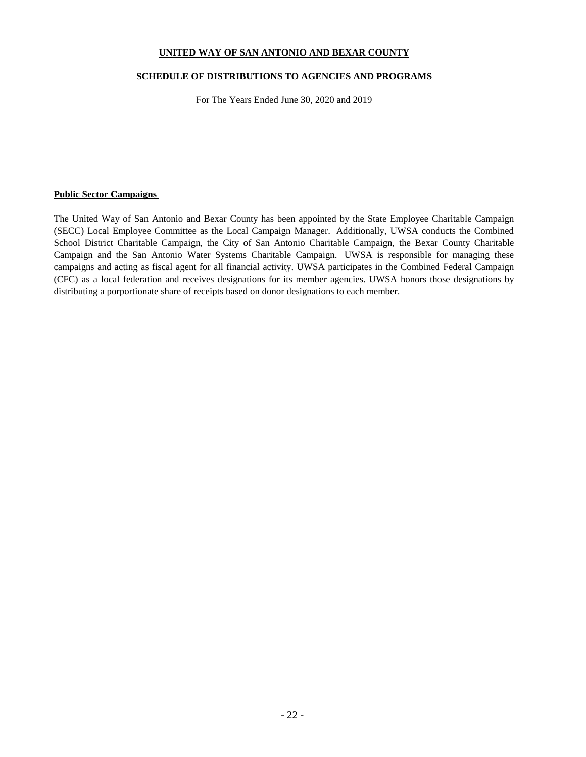**UNITED WAY OF SAN ANTONIO AND BEXAR COUNTY**

**SCHEDULE OF DISTRIBUTIONS TO AGENCIES AND PROGRAMS**

For The Years Ended June 30, 2020 and 2019

**Public Sector Campaigns**

The United Way of San Antonio and Bexar County has been appointed by the State Employee Charitable Campaign (SECC) Local Employee Committee as the Local Campaign Manager. Additionally, UWSA conducts the Combined School District Charitable Campaign, the City of San Antonio Charitable Campaign, the Bexar County Charitable Campaign and the San Antonio Water Systems Charitable Campaign. UWSA is responsible for managing these campaigns and acting as fiscal agent for all financial activity. UWSA participates in the Combined Federal Campaign (CFC) as a local federation and receives designations for its member agencies. UWSA honors those designations by distributing a porportionate share of receipts based on donor designations to each member.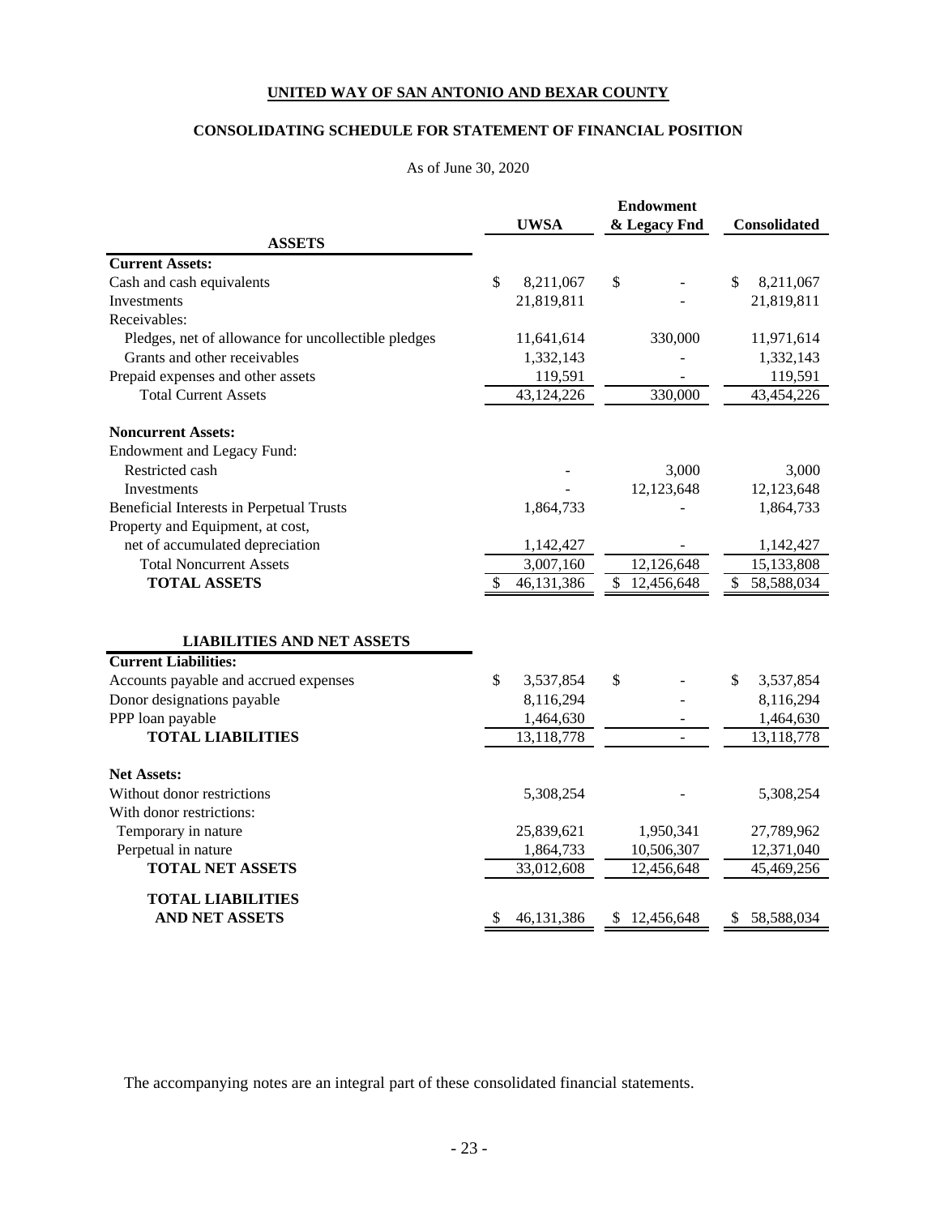**UNITED WAY OF SAN ANTONIO AND BEXAR COUNTY**

**CONSOLIDATING SCHEDULE FOR STATEMENT OF FINANCIAL POSITION**

As of June 30, 2020

| | UWSA | Endowment & Legacy Fnd | Consolidated |
|---|---|---|---|
| **ASSETS** | | | |
| **Current Assets:** | | | |
| Cash and cash equivalents | $ 8,211,067 | $ - | $ 8,211,067 |
| Investments | 21,819,811 | - | 21,819,811 |
| Receivables: | | | |
| Pledges, net of allowance for uncollectible pledges | 11,641,614 | 330,000 | 11,971,614 |
| Grants and other receivables | 1,332,143 | - | 1,332,143 |
| Prepaid expenses and other assets | 119,591 | - | 119,591 |
| Total Current Assets | 43,124,226 | 330,000 | 43,454,226 |
| **Noncurrent Assets:** | | | |
| Endowment and Legacy Fund: | | | |
| Restricted cash | - | 3,000 | 3,000 |
| Investments | - | 12,123,648 | 12,123,648 |
| Beneficial Interests in Perpetual Trusts | 1,864,733 | - | 1,864,733 |
| Property and Equipment, at cost, | | | |
| net of accumulated depreciation | 1,142,427 | - | 1,142,427 |
| Total Noncurrent Assets | 3,007,160 | 12,126,648 | 15,133,808 |
| **TOTAL ASSETS** | $ 46,131,386 | $ 12,456,648 | $ 58,588,034 |
| **LIABILITIES AND NET ASSETS** | | | |
| **Current Liabilities:** | | | |
| Accounts payable and accrued expenses | $ 3,537,854 | $ - | $ 3,537,854 |
| Donor designations payable | 8,116,294 | - | 8,116,294 |
| PPP loan payable | 1,464,630 | - | 1,464,630 |
| **TOTAL LIABILITIES** | 13,118,778 | - | 13,118,778 |
| **Net Assets:** | | | |
| Without donor restrictions | 5,308,254 | - | 5,308,254 |
| With donor restrictions: | | | |
| Temporary in nature | 25,839,621 | 1,950,341 | 27,789,962 |
| Perpetual in nature | 1,864,733 | 10,506,307 | 12,371,040 |
| **TOTAL NET ASSETS** | 33,012,608 | 12,456,648 | 45,469,256 |
| **TOTAL LIABILITIES AND NET ASSETS** | $ 46,131,386 | $ 12,456,648 | $ 58,588,034 |

The accompanying notes are an integral part of these consolidated financial statements.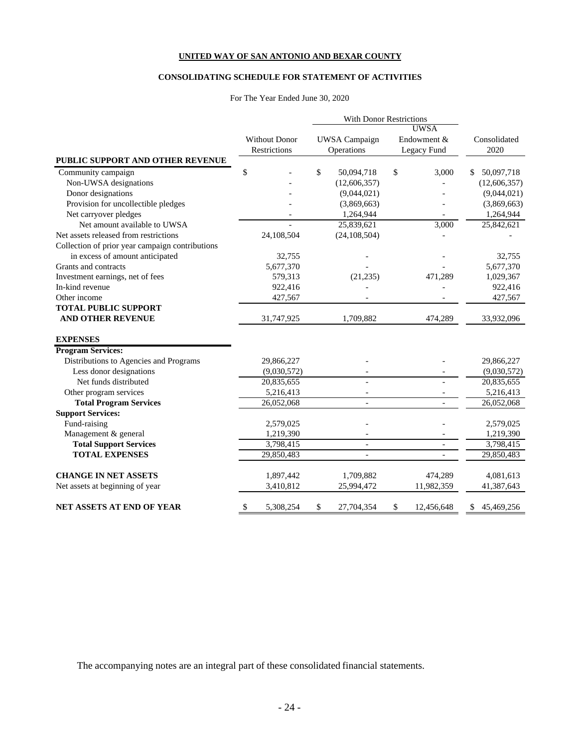**UNITED WAY OF SAN ANTONIO AND BEXAR COUNTY**

**CONSOLIDATING SCHEDULE FOR STATEMENT OF ACTIVITIES**

For The Year Ended June 30, 2020

| | Without Donor Restrictions | With Donor Restrictions | | Consolidated 2020 |
|---|---|---|---|---|
| | | UWSA Campaign Operations | UWSA Endowment & Legacy Fund | |
| **PUBLIC SUPPORT AND OTHER REVENUE** | | | | |
| Community campaign | $ - | $ 50,094,718 | $ 3,000 | $ 50,097,718 |
| Non-UWSA designations | - | (12,606,357) | - | (12,606,357) |
| Donor designations | - | (9,044,021) | - | (9,044,021) |
| Provision for uncollectible pledges | - | (3,869,663) | - | (3,869,663) |
| Net carryover pledges | - | 1,264,944 | - | 1,264,944 |
| Net amount available to UWSA | - | 25,839,621 | 3,000 | 25,842,621 |
| Net assets released from restrictions | 24,108,504 | (24,108,504) | - | - |
| Collection of prior year campaign contributions in excess of amount anticipated | 32,755 | - | - | 32,755 |
| Grants and contracts | 5,677,370 | - | - | 5,677,370 |
| Investment earnings, net of fees | 579,313 | (21,235) | 471,289 | 1,029,367 |
| In-kind revenue | 922,416 | - | - | 922,416 |
| Other income | 427,567 | - | - | 427,567 |
| **TOTAL PUBLIC SUPPORT AND OTHER REVENUE** | 31,747,925 | 1,709,882 | 474,289 | 33,932,096 |
| **EXPENSES** | | | | |
| **Program Services:** | | | | |
| Distributions to Agencies and Programs | 29,866,227 | - | - | 29,866,227 |
| Less donor designations | (9,030,572) | - | - | (9,030,572) |
| Net funds distributed | 20,835,655 | - | - | 20,835,655 |
| Other program services | 5,216,413 | - | - | 5,216,413 |
| **Total Program Services** | 26,052,068 | - | - | 26,052,068 |
| **Support Services:** | | | | |
| Fund-raising | 2,579,025 | - | - | 2,579,025 |
| Management & general | 1,219,390 | - | - | 1,219,390 |
| **Total Support Services** | 3,798,415 | - | - | 3,798,415 |
| **TOTAL EXPENSES** | 29,850,483 | - | - | 29,850,483 |
| **CHANGE IN NET ASSETS** | 1,897,442 | 1,709,882 | 474,289 | 4,081,613 |
| Net assets at beginning of year | 3,410,812 | 25,994,472 | 11,982,359 | 41,387,643 |
| **NET ASSETS AT END OF YEAR** | $ 5,308,254 | $ 27,704,354 | $ 12,456,648 | $ 45,469,256 |

The accompanying notes are an integral part of these consolidated financial statements.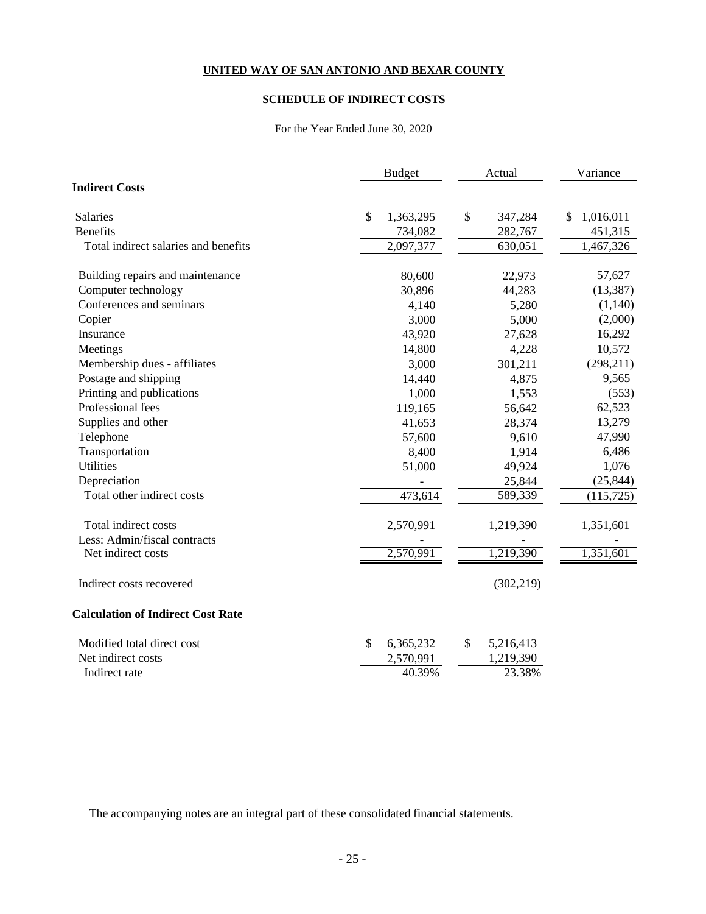**UNITED WAY OF SAN ANTONIO AND BEXAR COUNTY**

**SCHEDULE OF INDIRECT COSTS**

For the Year Ended June 30, 2020

| | Budget | Actual | Variance |
|---|---|---|---|
| **Indirect Costs** | | | |
| Salaries | $ 1,363,295 | $ 347,284 | $ 1,016,011 |
| Benefits | 734,082 | 282,767 | 451,315 |
| Total indirect salaries and benefits | 2,097,377 | 630,051 | 1,467,326 |
| Building repairs and maintenance | 80,600 | 22,973 | 57,627 |
| Computer technology | 30,896 | 44,283 | (13,387) |
| Conferences and seminars | 4,140 | 5,280 | (1,140) |
| Copier | 3,000 | 5,000 | (2,000) |
| Insurance | 43,920 | 27,628 | 16,292 |
| Meetings | 14,800 | 4,228 | 10,572 |
| Membership dues - affiliates | 3,000 | 301,211 | (298,211) |
| Postage and shipping | 14,440 | 4,875 | 9,565 |
| Printing and publications | 1,000 | 1,553 | (553) |
| Professional fees | 119,165 | 56,642 | 62,523 |
| Supplies and other | 41,653 | 28,374 | 13,279 |
| Telephone | 57,600 | 9,610 | 47,990 |
| Transportation | 8,400 | 1,914 | 6,486 |
| Utilities | 51,000 | 49,924 | 1,076 |
| Depreciation | - | 25,844 | (25,844) |
| Total other indirect costs | 473,614 | 589,339 | (115,725) |
| Total indirect costs | 2,570,991 | 1,219,390 | 1,351,601 |
| Less: Admin/fiscal contracts | - | - | - |
| Net indirect costs | 2,570,991 | 1,219,390 | 1,351,601 |
| Indirect costs recovered | | (302,219) | |
| **Calculation of Indirect Cost Rate** | | | |
| Modified total direct cost | $ 6,365,232 | $ 5,216,413 | |
| Net indirect costs | 2,570,991 | 1,219,390 | |
| Indirect rate | 40.39% | 23.38% | |

The accompanying notes are an integral part of these consolidated financial statements.